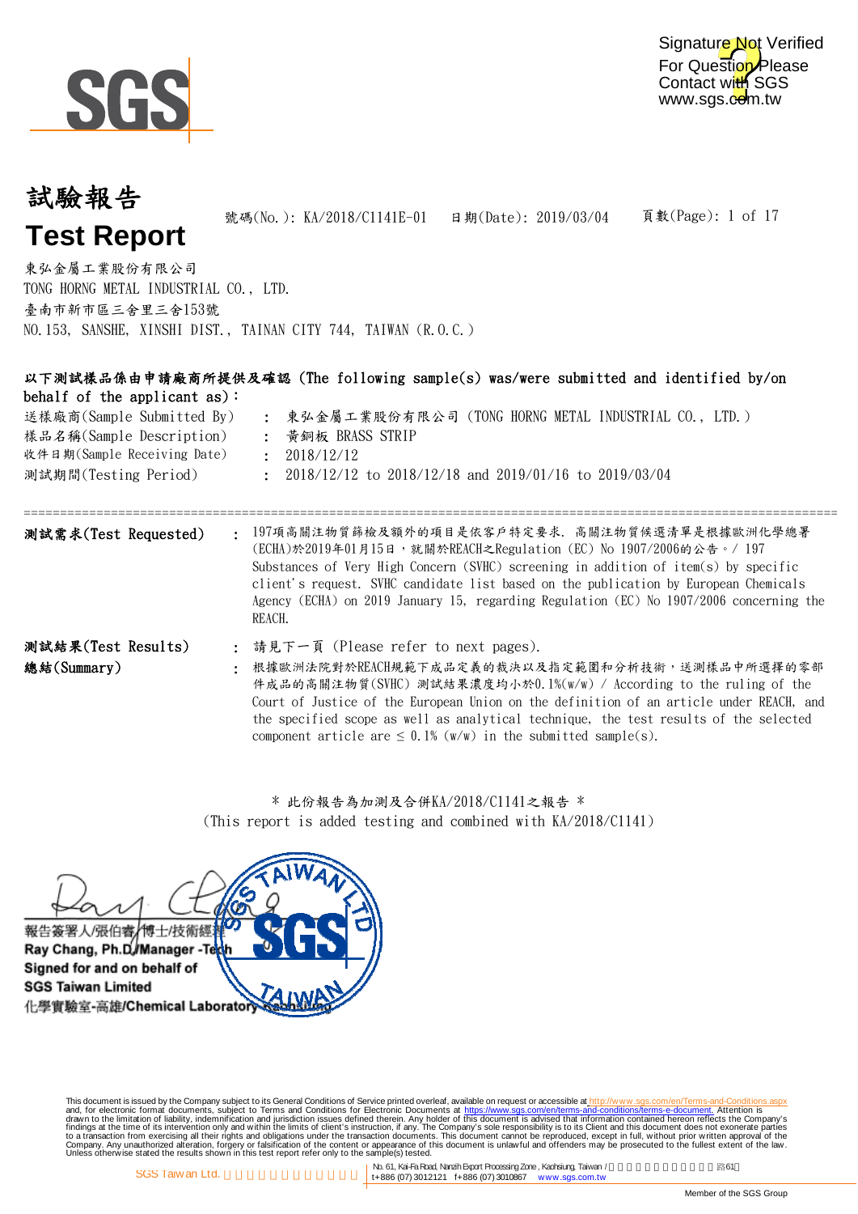Signature Not Verified
For Question Please Contact with SGS
www.sgs.com.tw

# 試驗報告
# Test Report

號碼(No.): KA/2018/C1141E-01　日期(Date): 2019/03/04　頁數(Page): 1 of 17

東弘金屬工業股份有限公司
TONG HORNG METAL INDUSTRIAL CO., LTD.
臺南市新市區三舍里三舍153號
NO.153, SANSHE, XINSHI DIST., TAINAN CITY 744, TAIWAN (R.O.C.)

**以下測試樣品係由申請廠商所提供及確認 (The following sample(s) was/were submitted and identified by/on behalf of the applicant as):**

送樣廠商(Sample Submitted By)　: 東弘金屬工業股份有限公司 (TONG HORNG METAL INDUSTRIAL CO., LTD.)
樣品名稱(Sample Description)　: 黃銅板 BRASS STRIP
收件日期(Sample Receiving Date)　: 2018/12/12
測試期間(Testing Period)　: 2018/12/12 to 2018/12/18 and 2019/01/16 to 2019/03/04

**測試需求(Test Requested)**　: 197項高關注物質篩檢及額外的項目是依客戶特定要求. 高關注物質候選清單是根據歐洲化學總署(ECHA)於2019年01月15日，就關於REACH之Regulation (EC) No 1907/2006的公告。/ 197 Substances of Very High Concern (SVHC) screening in addition of item(s) by specific client's request. SVHC candidate list based on the publication by European Chemicals Agency (ECHA) on 2019 January 15, regarding Regulation (EC) No 1907/2006 concerning the REACH.

**測試結果(Test Results)**　: 請見下一頁 (Please refer to next pages).

**總結(Summary)**　: 根據歐洲法院對於REACH規範下成品定義的裁決以及指定範圍和分析技術，送測樣品中所選擇的零部件成品的高關注物質(SVHC) 測試結果濃度均小於0.1%(w/w) / According to the ruling of the Court of Justice of the European Union on the definition of an article under REACH, and the specified scope as well as analytical technique, the test results of the selected component article are ≤ 0.1% (w/w) in the submitted sample(s).

\* 此份報告為加測及合併KA/2018/C1141之報告 \*
(This report is added testing and combined with KA/2018/C1141)

報告簽署人/張伯睿/博士/技術經理
**Ray Chang, Ph.D./Manager -Tech**
**Signed for and on behalf of**
**SGS Taiwan Limited**
化學實驗室-高雄/**Chemical Laboratory-Kaohsiung**

This document is issued by the Company subject to its General Conditions of Service printed overleaf, available on request or accessible at http://www.sgs.com/en/Terms-and-Conditions.aspx and, for electronic format documents, subject to Terms and Conditions for Electronic Documents at https://www.sgs.com/en/terms-and-conditions/terms-e-document. Attention is drawn to the limitation of liability, indemnification and jurisdiction issues defined therein. Any holder of this document is advised that information contained hereon reflects the Company's findings at the time of its intervention only and within the limits of client's instruction, if any. The Company's sole responsibility is to its Client and this document does not exonerate parties to a transaction from exercising all their rights and obligations under the transaction documents. This document cannot be reproduced, except in full, without prior written approval of the Company. Any unauthorized alteration, forgery or falsification of the content or appearance of this document is unlawful and offenders may be prosecuted to the fullest extent of the law. Unless otherwise stated the results shown in this test report refer only to the sample(s) tested.

SGS Taiwan Ltd. | No. 61, Kai-Fa Road, Nanzih Export Processing Zone, Kaohsiung, Taiwan / t+886 (07) 3012121 f+886 (07) 3010867 www.sgs.com.tw

Member of the SGS Group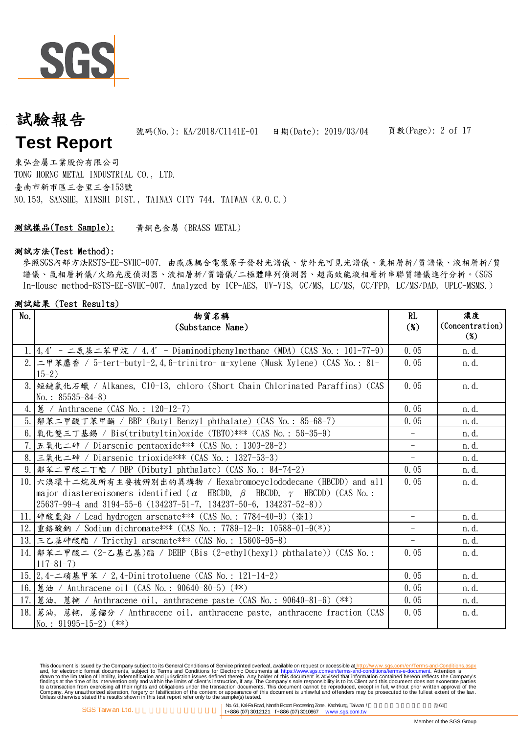# 試驗報告

# Test Report

號碼(No.): KA/2018/C1141E-01　日期(Date): 2019/03/04

東弘金屬工業股份有限公司
TONG HORNG METAL INDUSTRIAL CO., LTD.
臺南市新市區三舍里三舍153號
NO.153, SANSHE, XINSHI DIST., TAINAN CITY 744, TAIWAN (R.O.C.)

**測試樣品(Test Sample):**　黃銅色金屬 (BRASS METAL)

**測試方法(Test Method):**
參照SGS內部方法RSTS-EE-SVHC-007. 由感應耦合電漿原子發射光譜儀、紫外光可見光譜儀、氣相層析/質譜儀、液相層析/質譜儀、氣相層析儀/火焰光度偵測器、液相層析/質譜儀/二極體陣列偵測器、超高效能液相層析串聯質譜儀進行分析。(SGS In-House method-RSTS-EE-SVHC-007. Analyzed by ICP-AES, UV-VIS, GC/MS, LC/MS, GC/FPD, LC/MS/DAD, UPLC-MSMS.)

**測試結果 (Test Results)**

| No. | 物質名稱 (Substance Name) | RL (%) | 濃度 (Concentration) (%) |
|---|---|---|---|
| 1. | 4,4' - 二氨基二苯甲烷 / 4,4' - Diaminodiphenylmethane (MDA) (CAS No.: 101-77-9) | 0.05 | n.d. |
| 2. | 二甲苯麝香 / 5-tert-butyl-2,4,6-trinitro- m-xylene (Musk Xylene) (CAS No.: 81-15-2) | 0.05 | n.d. |
| 3. | 短鏈氯化石蠟 / Alkanes, C10-13, chloro (Short Chain Chlorinated Paraffins) (CAS No.: 85535-84-8) | 0.05 | n.d. |
| 4. | 蒽 / Anthracene (CAS No.: 120-12-7) | 0.05 | n.d. |
| 5. | 鄰苯二甲酸丁苯甲酯 / BBP (Butyl Benzyl phthalate) (CAS No.: 85-68-7) | 0.05 | n.d. |
| 6. | 氧化雙三丁基錫 / Bis(tributyltin)oxide (TBTO)*** (CAS No.: 56-35-9) | - | n.d. |
| 7. | 五氧化二砷 / Diarsenic pentaoxide*** (CAS No.: 1303-28-2) | - | n.d. |
| 8. | 三氧化二砷 / Diarsenic trioxide*** (CAS No.: 1327-53-3) | - | n.d. |
| 9. | 鄰苯二甲酸二丁酯 / DBP (Dibutyl phthalate) (CAS No.: 84-74-2) | 0.05 | n.d. |
| 10. | 六溴環十二烷及所有主要被辨別出的異構物 / Hexabromocyclododecane (HBCDD) and all major diastereoisomers identified ($\alpha$- HBCDD, $\beta$- HBCDD, $\gamma$- HBCDD) (CAS No.: 25637-99-4 and 3194-55-6 (134237-51-7, 134237-50-6, 134237-52-8)) | 0.05 | n.d. |
| 11. | 砷酸氫鉛 / Lead hydrogen arsenate*** (CAS No.: 7784-40-9) (※1) | - | n.d. |
| 12. | 重鉻酸鈉 / Sodium dichromate*** (CAS No.: 7789-12-0; 10588-01-9(*)) | - | n.d. |
| 13. | 三乙基砷酸酯 / Triethyl arsenate*** (CAS No.: 15606-95-8) | - | n.d. |
| 14. | 鄰苯二甲酸二 (2-乙基己基)酯 / DEHP (Bis (2-ethyl(hexyl) phthalate)) (CAS No.: 117-81-7) | 0.05 | n.d. |
| 15. | 2,4-二硝基甲苯 / 2,4-Dinitrotoluene (CAS No.: 121-14-2) | 0.05 | n.d. |
| 16. | 蒽油 / Anthracene oil (CAS No.: 90640-80-5) (**) | 0.05 | n.d. |
| 17. | 蒽油, 蒽糊 / Anthracene oil, anthracene paste (CAS No.: 90640-81-6) (**) | 0.05 | n.d. |
| 18. | 蒽油, 蒽糊, 蒽餾分 / Anthracene oil, anthracene paste, anthracene fraction (CAS No.: 91995-15-2) (**) | 0.05 | n.d. |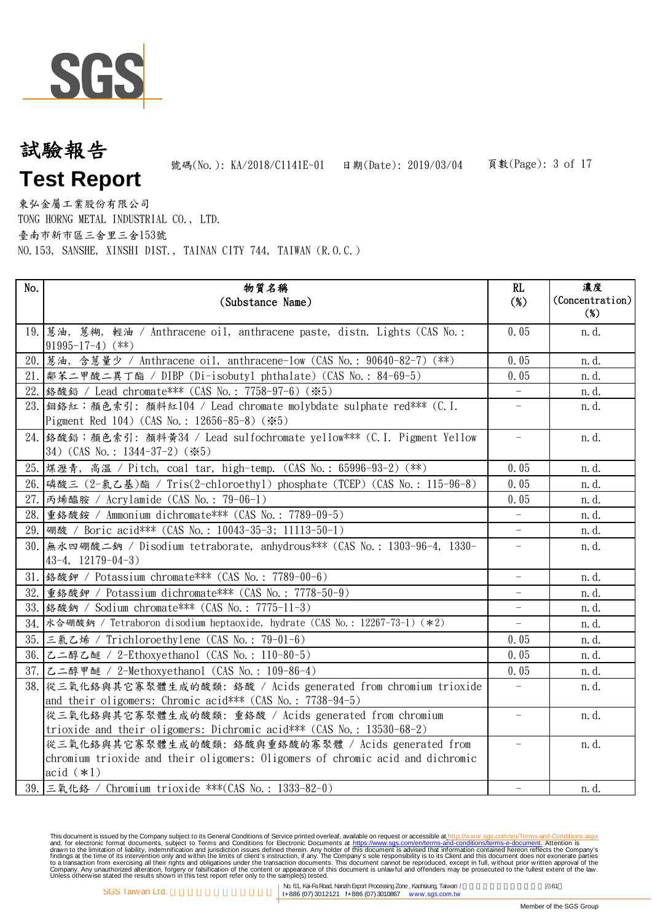# 試驗報告
# Test Report

號碼(No.): KA/2018/C1141E-01　日期(Date): 2019/03/04

東弘金屬工業股份有限公司
TONG HORNG METAL INDUSTRIAL CO., LTD.
臺南市新市區三舍里三舍153號
NO.153, SANSHE, XINSHI DIST., TAINAN CITY 744, TAIWAN (R.O.C.)

| No. | 物質名稱 (Substance Name) | RL (%) | 濃度 (Concentration) (%) |
|---|---|---|---|
| 19. | 蒽油, 蒽糊, 輕油 / Anthracene oil, anthracene paste, distn. Lights (CAS No.: 91995-17-4) (**) | 0.05 | n.d. |
| 20. | 蒽油, 含蒽量少 / Anthracene oil, anthracene-low (CAS No.: 90640-82-7) (**) | 0.05 | n.d. |
| 21. | 鄰苯二甲酸二異丁酯 / DIBP (Di-isobutyl phthalate) (CAS No.: 84-69-5) | 0.05 | n.d. |
| 22. | 鉻酸鉛 / Lead chromate*** (CAS No.: 7758-97-6) (※5) | - | n.d. |
| 23. | 鉬鉻紅；顏色索引: 顏料紅104 / Lead chromate molybdate sulphate red*** (C.I. Pigment Red 104) (CAS No.: 12656-85-8) (※5) | - | n.d. |
| 24. | 鉻酸鉛；顏色索引: 顏料黃34 / Lead sulfochromate yellow*** (C.I. Pigment Yellow 34) (CAS No.: 1344-37-2) (※5) | - | n.d. |
| 25. | 煤瀝青, 高溫 / Pitch, coal tar, high-temp. (CAS No.: 65996-93-2) (**) | 0.05 | n.d. |
| 26. | 磷酸三 (2-氯乙基)酯 / Tris(2-chloroethyl) phosphate (TCEP) (CAS No.: 115-96-8) | 0.05 | n.d. |
| 27. | 丙烯醯胺 / Acrylamide (CAS No.: 79-06-1) | 0.05 | n.d. |
| 28. | 重鉻酸銨 / Ammonium dichromate*** (CAS No.: 7789-09-5) | - | n.d. |
| 29. | 硼酸 / Boric acid*** (CAS No.: 10043-35-3; 11113-50-1) | - | n.d. |
| 30. | 無水四硼酸二鈉 / Disodium tetraborate, anhydrous*** (CAS No.: 1303-96-4, 1330-43-4, 12179-04-3) | - | n.d. |
| 31. | 鉻酸鉀 / Potassium chromate*** (CAS No.: 7789-00-6) | - | n.d. |
| 32. | 重鉻酸鉀 / Potassium dichromate*** (CAS No.: 7778-50-9) | - | n.d. |
| 33. | 鉻酸鈉 / Sodium chromate*** (CAS No.: 7775-11-3) | - | n.d. |
| 34. | 水合硼酸鈉 / Tetraboron disodium heptaoxide, hydrate (CAS No.: 12267-73-1) (*2) | - | n.d. |
| 35. | 三氯乙烯 / Trichloroethylene (CAS No.: 79-01-6) | 0.05 | n.d. |
| 36. | 乙二醇乙醚 / 2-Ethoxyethanol (CAS No.: 110-80-5) | 0.05 | n.d. |
| 37. | 乙二醇甲醚 / 2-Methoxyethanol (CAS No.: 109-86-4) | 0.05 | n.d. |
| 38. | 從三氧化鉻與其它寡聚體生成的酸類: 鉻酸 / Acids generated from chromium trioxide and their oligomers: Chromic acid*** (CAS No.: 7738-94-5) | - | n.d. |
| | 從三氧化鉻與其它寡聚體生成的酸類: 重鉻酸 / Acids generated from chromium trioxide and their oligomers: Dichromic acid*** (CAS No.: 13530-68-2) | - | n.d. |
| | 從三氧化鉻與其它寡聚體生成的酸類: 鉻酸與重鉻酸的寡聚體 / Acids generated from chromium trioxide and their oligomers: Oligomers of chromic acid and dichromic acid (*1) | - | n.d. |
| 39. | 三氧化鉻 / Chromium trioxide ***(CAS No.: 1333-82-0) | - | n.d. |

This document is issued by the Company subject to its General Conditions of Service printed overleaf, available on request or accessible at http://www.sgs.com/en/Terms-and-Conditions.aspx and, for electronic format documents, subject to Terms and Conditions for Electronic Documents at https://www.sgs.com/en/terms-and-conditions/terms-e-document. Attention is drawn to the limitation of liability, indemnification and jurisdiction issues defined therein. Any holder of this document is advised that information contained hereon reflects the Company's findings at the time of its intervention only and within the limits of client's instruction, if any. The Company's sole responsibility is to its Client and this document does not exonerate parties to a transaction from exercising all their rights and obligations under the transaction documents. This document cannot be reproduced, except in full, without prior written approval of the Company. Any unauthorized alteration, forgery or falsification of the content or appearance of this document is unlawful and offenders may be prosecuted to the fullest extent of the law. Unless otherwise stated the results shown in this test report refer only to the sample(s) tested.

SGS Taiwan Ltd. | No. 61, Kai-Fa Road, Nanzih Export Processing Zone, Kaohsiung, Taiwan / t+886 (07) 3012121 f+886 (07) 3010867 www.sgs.com.tw

Member of the SGS Group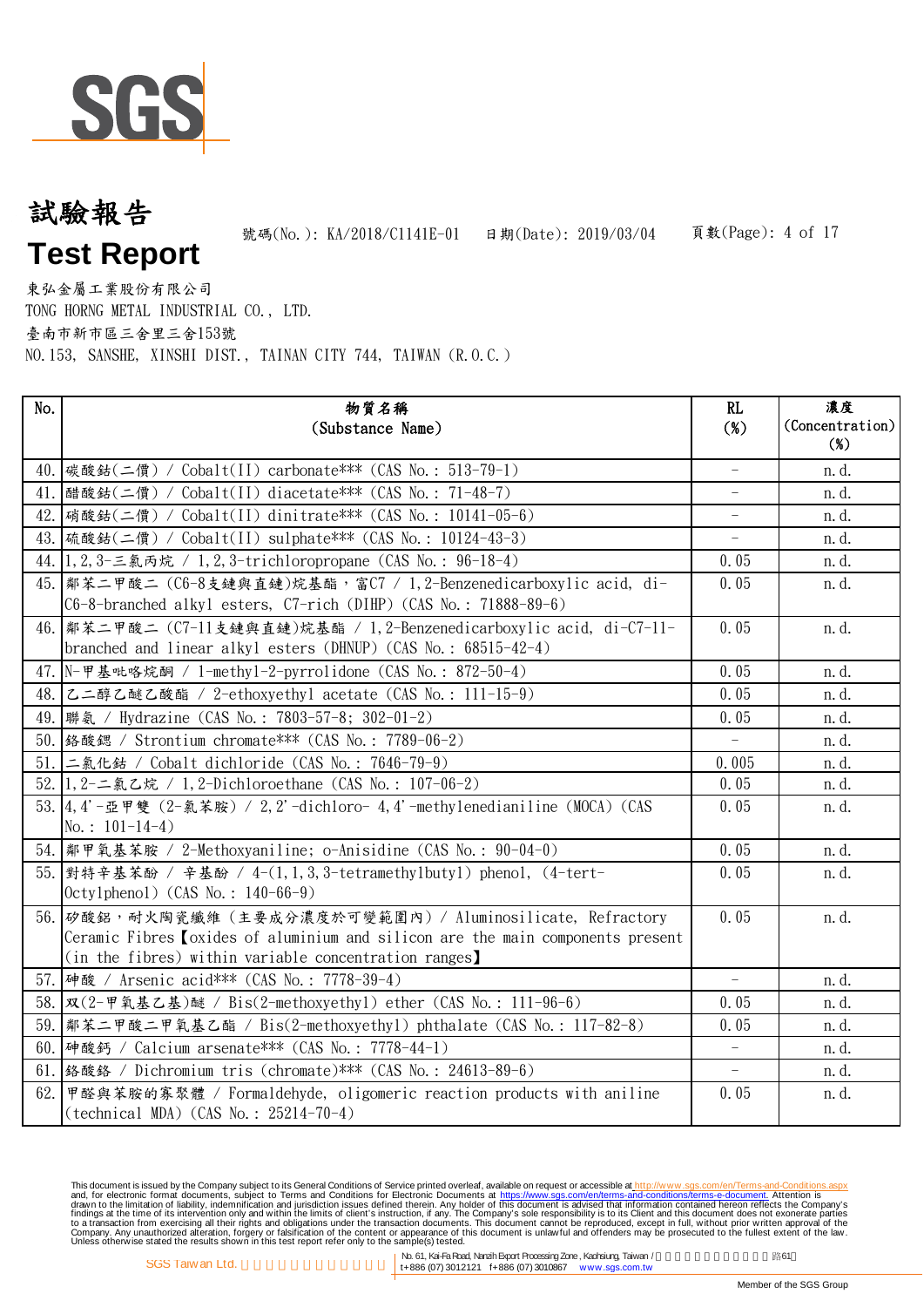# 試驗報告
# Test Report

號碼(No.): KA/2018/C1141E-01　　日期(Date): 2019/03/04

東弘金屬工業股份有限公司
TONG HORNG METAL INDUSTRIAL CO., LTD.
臺南市新市區三舍里三舍153號
NO.153, SANSHE, XINSHI DIST., TAINAN CITY 744, TAIWAN (R.O.C.)

| No. | 物質名稱 (Substance Name) | RL (%) | 濃度 (Concentration) (%) |
|---|---|---|---|
| 40. | 碳酸鈷(二價) / Cobalt(II) carbonate*** (CAS No.: 513-79-1) | - | n.d. |
| 41. | 醋酸鈷(二價) / Cobalt(II) diacetate*** (CAS No.: 71-48-7) | - | n.d. |
| 42. | 硝酸鈷(二價) / Cobalt(II) dinitrate*** (CAS No.: 10141-05-6) | - | n.d. |
| 43. | 硫酸鈷(二價) / Cobalt(II) sulphate*** (CAS No.: 10124-43-3) | - | n.d. |
| 44. | 1,2,3-三氯丙烷 / 1,2,3-trichloropropane (CAS No.: 96-18-4) | 0.05 | n.d. |
| 45. | 鄰苯二甲酸二 (C6-8支鏈與直鏈)烷基酯，富C7 / 1,2-Benzenedicarboxylic acid, di-C6-8-branched alkyl esters, C7-rich (DIHP) (CAS No.: 71888-89-6) | 0.05 | n.d. |
| 46. | 鄰苯二甲酸二 (C7-11支鏈與直鏈)烷基酯 / 1,2-Benzenedicarboxylic acid, di-C7-11-branched and linear alkyl esters (DHNUP) (CAS No.: 68515-42-4) | 0.05 | n.d. |
| 47. | N-甲基吡咯烷酮 / 1-methyl-2-pyrrolidone (CAS No.: 872-50-4) | 0.05 | n.d. |
| 48. | 乙二醇乙醚乙酸酯 / 2-ethoxyethyl acetate (CAS No.: 111-15-9) | 0.05 | n.d. |
| 49. | 聯氨 / Hydrazine (CAS No.: 7803-57-8; 302-01-2) | 0.05 | n.d. |
| 50. | 鉻酸鍶 / Strontium chromate*** (CAS No.: 7789-06-2) | - | n.d. |
| 51. | 二氯化鈷 / Cobalt dichloride (CAS No.: 7646-79-9) | 0.005 | n.d. |
| 52. | 1,2-二氯乙烷 / 1,2-Dichloroethane (CAS No.: 107-06-2) | 0.05 | n.d. |
| 53. | 4,4'-亞甲雙 (2-氯苯胺) / 2,2'-dichloro- 4,4'-methylenedianiline (MOCA) (CAS No.: 101-14-4) | 0.05 | n.d. |
| 54. | 鄰甲氧基苯胺 / 2-Methoxyaniline; o-Anisidine (CAS No.: 90-04-0) | 0.05 | n.d. |
| 55. | 對特辛基苯酚 / 辛基酚 / 4-(1,1,3,3-tetramethylbutyl) phenol, (4-tert-Octylphenol) (CAS No.: 140-66-9) | 0.05 | n.d. |
| 56. | 矽酸鋁，耐火陶瓷纖維 (主要成分濃度於可變範圍內) / Aluminosilicate, Refractory Ceramic Fibres【oxides of aluminium and silicon are the main components present (in the fibres) within variable concentration ranges】 | 0.05 | n.d. |
| 57. | 砷酸 / Arsenic acid*** (CAS No.: 7778-39-4) | - | n.d. |
| 58. | 双(2-甲氧基乙基)醚 / Bis(2-methoxyethyl) ether (CAS No.: 111-96-6) | 0.05 | n.d. |
| 59. | 鄰苯二甲酸二甲氧基乙酯 / Bis(2-methoxyethyl) phthalate (CAS No.: 117-82-8) | 0.05 | n.d. |
| 60. | 砷酸鈣 / Calcium arsenate*** (CAS No.: 7778-44-1) | - | n.d. |
| 61. | 鉻酸鉻 / Dichromium tris (chromate)*** (CAS No.: 24613-89-6) | - | n.d. |
| 62. | 甲醛與苯胺的寡聚體 / Formaldehyde, oligomeric reaction products with aniline (technical MDA) (CAS No.: 25214-70-4) | 0.05 | n.d. |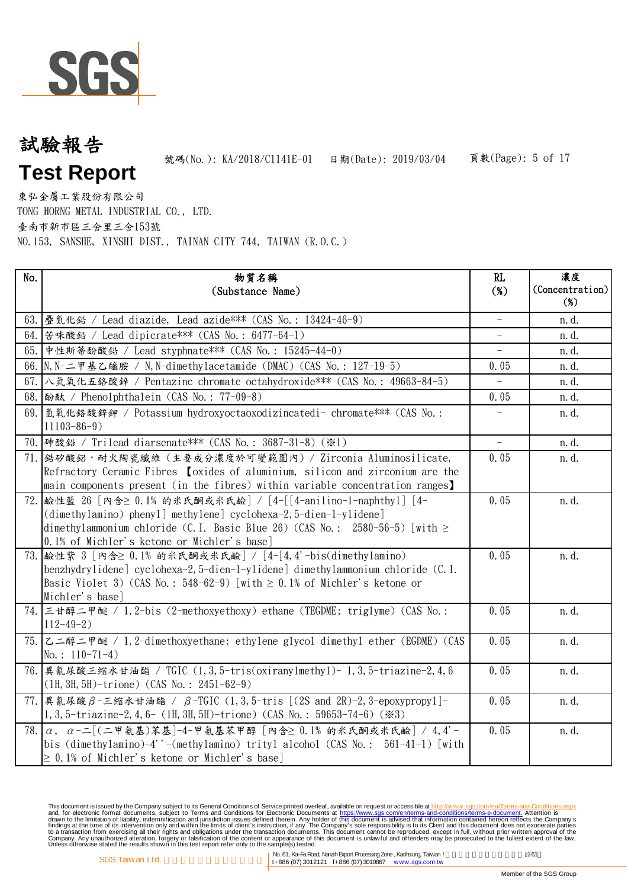# 試驗報告

# Test Report

號碼(No.): KA/2018/C1141E-01　日期(Date): 2019/03/04

東弘金屬工業股份有限公司
TONG HORNG METAL INDUSTRIAL CO., LTD.
臺南市新市區三舍里三舍153號
NO.153, SANSHE, XINSHI DIST., TAINAN CITY 744, TAIWAN (R.O.C.)

| No. | 物質名稱 (Substance Name) | RL (%) | 濃度 (Concentration) (%) |
|---|---|---|---|
| 63. | 疊氮化鉛 / Lead diazide, Lead azide*** (CAS No.: 13424-46-9) | - | n.d. |
| 64. | 苦味酸鉛 / Lead dipicrate*** (CAS No.: 6477-64-1) | - | n.d. |
| 65. | 中性斯蒂酚酸鉛 / Lead styphnate*** (CAS No.: 15245-44-0) | - | n.d. |
| 66. | N,N-二甲基乙醯胺 / N,N-dimethylacetamide (DMAC) (CAS No.: 127-19-5) | 0.05 | n.d. |
| 67. | 八氫氧化五鉻酸鋅 / Pentazinc chromate octahydroxide*** (CAS No.: 49663-84-5) | - | n.d. |
| 68. | 酚酞 / Phenolphthalein (CAS No.: 77-09-8) | 0.05 | n.d. |
| 69. | 氫氧化鉻酸鋅鉀 / Potassium hydroxyoctaoxodizincatedi- chromate*** (CAS No.: 11103-86-9) | - | n.d. |
| 70. | 砷酸鉛 / Trilead diarsenate*** (CAS No.: 3687-31-8) (※1) | - | n.d. |
| 71. | 鋯矽酸鋁，耐火陶瓷纖維 (主要成分濃度於可變範圍內) / Zirconia Aluminosilicate, Refractory Ceramic Fibres 【oxides of aluminium, silicon and zirconium are the main components present (in the fibres) within variable concentration ranges】 | 0.05 | n.d. |
| 72. | 鹼性藍 26 [內含≥ 0.1% 的米氏酮或米氏鹼] / [4-[[4-anilino-1-naphthyl] [4-(dimethylamino) phenyl] methylene] cyclohexa-2,5-dien-1-ylidene] dimethylammonium chloride (C.I. Basic Blue 26) (CAS No.: 2580-56-5) [with ≥ 0.1% of Michler's ketone or Michler's base] | 0.05 | n.d. |
| 73. | 鹼性紫 3 [內含≥ 0.1% 的米氏酮或米氏鹼] / [4-[4,4'-bis(dimethylamino) benzhydrylidene] cyclohexa-2,5-dien-1-ylidene] dimethylammonium chloride (C.I. Basic Violet 3) (CAS No.: 548-62-9) [with ≥ 0.1% of Michler's ketone or Michler's base] | 0.05 | n.d. |
| 74. | 三甘醇二甲醚 / 1,2-bis (2-methoxyethoxy) ethane (TEGDME; triglyme) (CAS No.: 112-49-2) | 0.05 | n.d. |
| 75. | 乙二醇二甲醚 / 1,2-dimethoxyethane; ethylene glycol dimethyl ether (EGDME) (CAS No.: 110-71-4) | 0.05 | n.d. |
| 76. | 異氰尿酸三縮水甘油酯 / TGIC (1,3,5-tris(oxiranylmethyl)- 1,3,5-triazine-2,4,6 (1H,3H,5H)-trione) (CAS No.: 2451-62-9) | 0.05 | n.d. |
| 77. | 異氰尿酸β-三縮水甘油酯 / β-TGIC (1,3,5-tris [(2S and 2R)-2,3-epoxypropyl]-1,3,5-triazine-2,4,6- (1H,3H,5H)-trione) (CAS No.: 59653-74-6) (※3) | 0.05 | n.d. |
| 78. | α, α-二[(二甲氨基)苯基]-4-甲氨基苯甲醇 [內含≥ 0.1% 的米氏酮或米氏鹼] / 4,4'-bis (dimethylamino)-4''-(methylamino) trityl alcohol (CAS No.: 561-41-1) [with ≥ 0.1% of Michler's ketone or Michler's base] | 0.05 | n.d. |

This document is issued by the Company subject to its General Conditions of Service printed overleaf, available on request or accessible at http://www.sgs.com/en/Terms-and-Conditions.aspx and, for electronic format documents, subject to Terms and Conditions for Electronic Documents at https://www.sgs.com/en/terms-and-conditions/terms-e-document. Attention is drawn to the limitation of liability, indemnification and jurisdiction issues defined therein. Any holder of this document is advised that information contained hereon reflects the Company's findings at the time of its intervention only and within the limits of client's instruction, if any. The Company's sole responsibility is to its Client and this document does not exonerate parties to a transaction from exercising all their rights and obligations under the transaction documents. This document cannot be reproduced, except in full, without prior written approval of the Company. Any unauthorized alteration, forgery or falsification of the content or appearance of this document is unlawful and offenders may be prosecuted to the fullest extent of the law. Unless otherwise stated the results shown in this test report refer only to the sample(s) tested.

SGS Taiwan Ltd. | No. 61, Kai-Fa Road, Nanzih Export Processing Zone, Kaohsiung, Taiwan | t+886 (07) 3012121 f+886 (07) 3010867 www.sgs.com.tw

Member of the SGS Group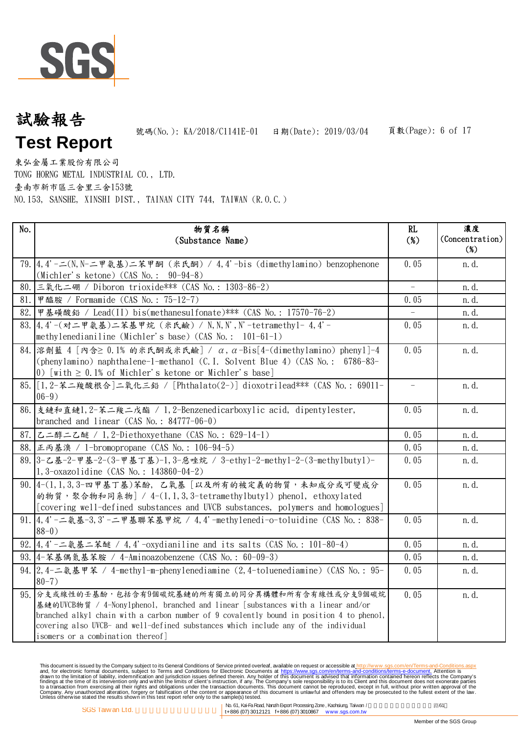# 試驗報告

# Test Report

號碼(No.): KA/2018/C1141E-01　日期(Date): 2019/03/04

東弘金屬工業股份有限公司
TONG HORNG METAL INDUSTRIAL CO., LTD.
臺南市新市區三舍里三舍153號
NO.153, SANSHE, XINSHI DIST., TAINAN CITY 744, TAIWAN (R.O.C.)

| No. | 物質名稱 (Substance Name) | RL (%) | 濃度 (Concentration) (%) |
|---|---|---|---|
| 79. | 4,4'-二(N,N-二甲氨基)二苯甲酮 (米氏酮) / 4,4'-bis (dimethylamino) benzophenone (Michler's ketone) (CAS No.: 90-94-8) | 0.05 | n.d. |
| 80. | 三氧化二硼 / Diboron trioxide*** (CAS No.: 1303-86-2) | - | n.d. |
| 81. | 甲醯胺 / Formamide (CAS No.: 75-12-7) | 0.05 | n.d. |
| 82. | 甲基磺酸鉛 / Lead(II) bis(methanesulfonate)*** (CAS No.: 17570-76-2) | - | n.d. |
| 83. | 4,4'-(对二甲氨基)二苯基甲烷 (米氏鹼) / N,N,N',N'-tetramethyl- 4,4'-methylenedianiline (Michler's base) (CAS No.: 101-61-1) | 0.05 | n.d. |
| 84. | 溶劑藍 4 [內含≥ 0.1% 的米氏酮或米氏鹼] / α,α-Bis[4-(dimethylamino) phenyl]-4 (phenylamino) naphthalene-1-methanol (C.I. Solvent Blue 4) (CAS No.: 6786-83-0) [with ≥ 0.1% of Michler's ketone or Michler's base] | 0.05 | n.d. |
| 85. | [1,2-苯二羧酸根合]二氧化三鉛 / [Phthalato(2-)] dioxotrilead*** (CAS No.: 69011-06-9) | - | n.d. |
| 86. | 支鏈和直鏈1,2-苯二羧二戊酯 / 1,2-Benzenedicarboxylic acid, dipentylester, branched and linear (CAS No.: 84777-06-0) | 0.05 | n.d. |
| 87. | 乙二醇二乙醚 / 1,2-Diethoxyethane (CAS No.: 629-14-1) | 0.05 | n.d. |
| 88. | 正丙基溴 / 1-bromopropane (CAS No.: 106-94-5) | 0.05 | n.d. |
| 89. | 3-乙基-2-甲基-2-(3-甲基丁基)-1,3-噁唑烷 / 3-ethyl-2-methyl-2-(3-methylbutyl)-1,3-oxazolidine (CAS No.: 143860-04-2) | 0.05 | n.d. |
| 90. | 4-(1,1,3,3-四甲基丁基)苯酚, 乙氧基 [以及所有的被定義的物質，未知成分或可變成分的物質，聚合物和同系物] / 4-(1,1,3,3-tetramethylbutyl) phenol, ethoxylated [covering well-defined substances and UVCB substances, polymers and homologues] | 0.05 | n.d. |
| 91. | 4,4'-二氨基-3,3'-二甲基聯苯基甲烷 / 4,4'-methylenedi-o-toluidine (CAS No.: 838-88-0) | 0.05 | n.d. |
| 92. | 4,4'-二氨基二苯醚 / 4,4'-oxydianiline and its salts (CAS No.: 101-80-4) | 0.05 | n.d. |
| 93. | 4-苯基偶氮基苯胺 / 4-Aminoazobenzene (CAS No.: 60-09-3) | 0.05 | n.d. |
| 94. | 2,4-二氨基甲苯 / 4-methyl-m-phenylenediamine (2,4-toluenediamine) (CAS No.: 95-80-7) | 0.05 | n.d. |
| 95. | 分支或線性的壬基酚，包括含有9個碳烷基鏈的所有獨立的同分異構體和所有含有線性或分支9個碳烷基鏈的UVCB物質 / 4-Nonylphenol, branched and linear [substances with a linear and/or branched alkyl chain with a carbon number of 9 covalently bound in position 4 to phenol, covering also UVCB- and well-defined substances which include any of the individual isomers or a combination thereof] | 0.05 | n.d. |

This document is issued by the Company subject to its General Conditions of Service printed overleaf, available on request or accessible at http://www.sgs.com/en/Terms-and-Conditions.aspx and, for electronic format documents, subject to Terms and Conditions for Electronic Documents at https://www.sgs.com/en/terms-and-conditions/terms-e-document. Attention is drawn to the limitation of liability, indemnification and jurisdiction issues defined therein. Any holder of this document is advised that information contained hereon reflects the Company's findings at the time of its intervention only and within the limits of client's instruction, if any. The Company's sole responsibility is to its Client and this document does not exonerate parties to a transaction from exercising all their rights and obligations under the transaction documents. This document cannot be reproduced, except in full, without prior written approval of the Company. Any unauthorized alteration, forgery or falsification of the content or appearance of this document is unlawful and offenders may be prosecuted to the fullest extent of the law. Unless otherwise stated the results shown in this test report refer only to the sample(s) tested.

SGS Taiwan Ltd. | No. 61, Kai-Fa Road, Nanzih Export Processing Zone, Kaohsiung, Taiwan | t+886 (07) 3012121 f+886 (07) 3010867 www.sgs.com.tw

Member of the SGS Group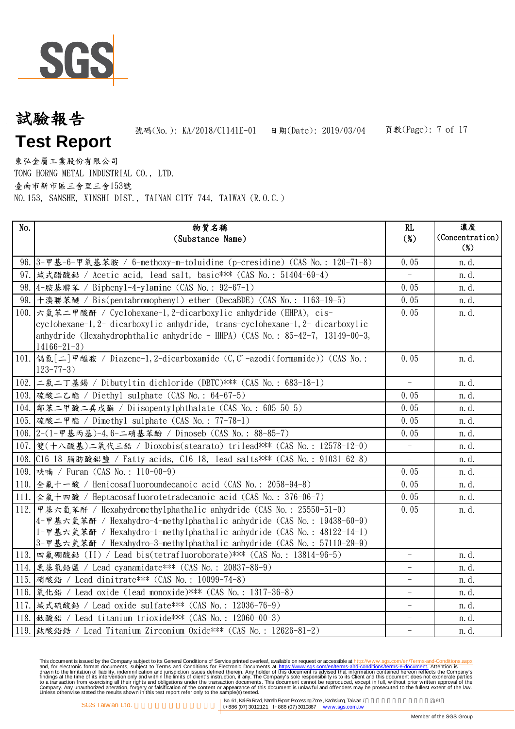# 試驗報告

# Test Report

號碼(No.): KA/2018/C1141E-01　日期(Date): 2019/03/04

東弘金屬工業股份有限公司

TONG HORNG METAL INDUSTRIAL CO., LTD.

臺南市新市區三舍里三舍153號

NO.153, SANSHE, XINSHI DIST., TAINAN CITY 744, TAIWAN (R.O.C.)

| No. | 物質名稱 (Substance Name) | RL (%) | 濃度 (Concentration) (%) |
|---|---|---|---|
| 96. | 3-甲基-6-甲氧基苯胺 / 6-methoxy-m-toluidine (p-cresidine) (CAS No.: 120-71-8) | 0.05 | n.d. |
| 97. | 堿式醋酸鉛 / Acetic acid, lead salt, basic*** (CAS No.: 51404-69-4) | - | n.d. |
| 98. | 4-胺基聯苯 / Biphenyl-4-ylamine (CAS No.: 92-67-1) | 0.05 | n.d. |
| 99. | 十溴聯苯醚 / Bis(pentabromophenyl) ether (DecaBDE) (CAS No.: 1163-19-5) | 0.05 | n.d. |
| 100. | 六氫苯二甲酸酐 / Cyclohexane-1,2-dicarboxylic anhydride (HHPA), cis-cyclohexane-1,2- dicarboxylic anhydride, trans-cyclohexane-1,2- dicarboxylic anhydride (Hexahydrophthalic anhydride - HHPA) (CAS No.: 85-42-7, 13149-00-3, 14166-21-3) | 0.05 | n.d. |
| 101. | 偶氮[二]甲醯胺 / Diazene-1,2-dicarboxamide (C,C'-azodi(formamide)) (CAS No.: 123-77-3) | 0.05 | n.d. |
| 102. | 二氯二丁基錫 / Dibutyltin dichloride (DBTC)*** (CAS No.: 683-18-1) | - | n.d. |
| 103. | 硫酸二乙酯 / Diethyl sulphate (CAS No.: 64-67-5) | 0.05 | n.d. |
| 104. | 鄰苯二甲酸二異戊酯 / Diisopentylphthalate (CAS No.: 605-50-5) | 0.05 | n.d. |
| 105. | 硫酸二甲酯 / Dimethyl sulphate (CAS No.: 77-78-1) | 0.05 | n.d. |
| 106. | 2-(1-甲基丙基)-4,6-二硝基苯酚 / Dinoseb (CAS No.: 88-85-7) | 0.05 | n.d. |
| 107. | 雙(十八酸基)二氧代三鉛 / Dioxobis(stearato) trilead*** (CAS No.: 12578-12-0) | - | n.d. |
| 108. | C16-18-脂肪酸鉛鹽 / Fatty acids, C16-18, lead salts*** (CAS No.: 91031-62-8) | - | n.d. |
| 109. | 呋喃 / Furan (CAS No.: 110-00-9) | 0.05 | n.d. |
| 110. | 全氟十一酸 / Henicosafluoroundecanoic acid (CAS No.: 2058-94-8) | 0.05 | n.d. |
| 111. | 全氟十四酸 / Heptacosafluorotetradecanoic acid (CAS No.: 376-06-7) | 0.05 | n.d. |
| 112. | 甲基六氫苯酐 / Hexahydromethylphathalic anhydride (CAS No.: 25550-51-0)<br>4-甲基六氫苯酐 / Hexahydro-4-methylphathalic anhydride (CAS No.: 19438-60-9)<br>1-甲基六氫苯酐 / Hexahydro-1-methylphathalic anhydride (CAS No.: 48122-14-1)<br>3-甲基六氫苯酐 / Hexahydro-3-methylphathalic anhydride (CAS No.: 57110-29-9) | 0.05 | n.d. |
| 113. | 四氟硼酸鉛 (II) / Lead bis(tetrafluoroborate)*** (CAS No.: 13814-96-5) | - | n.d. |
| 114. | 氨基氰鉛鹽 / Lead cyanamidate*** (CAS No.: 20837-86-9) | - | n.d. |
| 115. | 硝酸鉛 / Lead dinitrate*** (CAS No.: 10099-74-8) | - | n.d. |
| 116. | 氧化鉛 / Lead oxide (lead monoxide)*** (CAS No.: 1317-36-8) | - | n.d. |
| 117. | 堿式硫酸鉛 / Lead oxide sulfate*** (CAS No.: 12036-76-9) | - | n.d. |
| 118. | 鈦酸鉛 / Lead titanium trioxide*** (CAS No.: 12060-00-3) | - | n.d. |
| 119. | 鈦酸鉛鋯 / Lead Titanium Zirconium Oxide*** (CAS No.: 12626-81-2) | - | n.d. |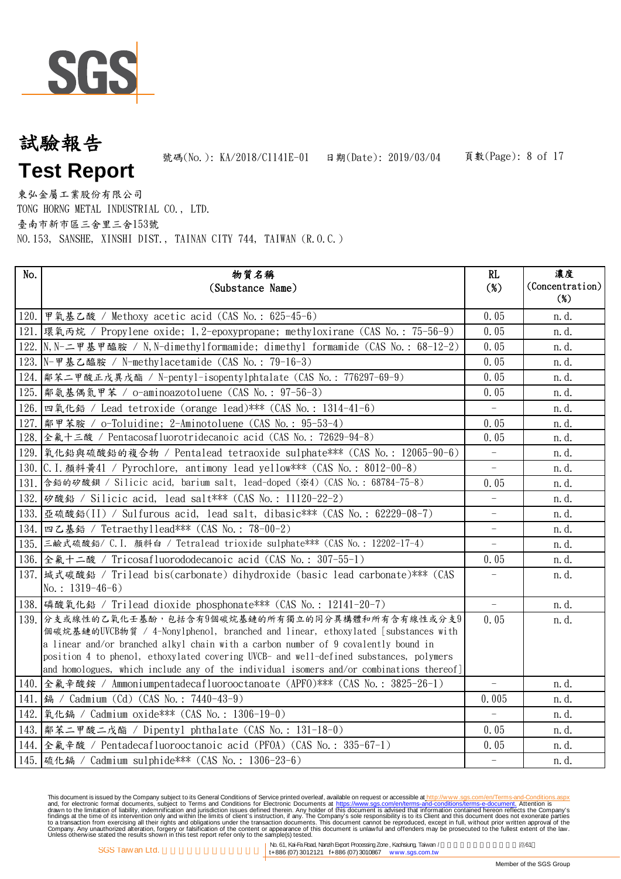# 試驗報告

# Test Report

號碼(No.): KA/2018/C1141E-01　日期(Date): 2019/03/04

東弘金屬工業股份有限公司
TONG HORNG METAL INDUSTRIAL CO., LTD.
臺南市新市區三舍里三舍153號
NO.153, SANSHE, XINSHI DIST., TAINAN CITY 744, TAIWAN (R.O.C.)

| No. | 物質名稱 (Substance Name) | RL (%) | 濃度 (Concentration) (%) |
|---|---|---|---|
| 120. | 甲氧基乙酸 / Methoxy acetic acid (CAS No.: 625-45-6) | 0.05 | n.d. |
| 121. | 環氧丙烷 / Propylene oxide; 1,2-epoxypropane; methyloxirane (CAS No.: 75-56-9) | 0.05 | n.d. |
| 122. | N,N-二甲基甲醯胺 / N,N-dimethylformamide; dimethyl formamide (CAS No.: 68-12-2) | 0.05 | n.d. |
| 123. | N-甲基乙醯胺 / N-methylacetamide (CAS No.: 79-16-3) | 0.05 | n.d. |
| 124. | 鄰苯二甲酸正戊異戊酯 / N-pentyl-isopentylphtalate (CAS No.: 776297-69-9) | 0.05 | n.d. |
| 125. | 鄰氨基偶氮甲苯 / o-aminoazotoluene (CAS No.: 97-56-3) | 0.05 | n.d. |
| 126. | 四氧化鉛 / Lead tetroxide (orange lead)*** (CAS No.: 1314-41-6) | - | n.d. |
| 127. | 鄰甲苯胺 / o-Toluidine; 2-Aminotoluene (CAS No.: 95-53-4) | 0.05 | n.d. |
| 128. | 全氟十三酸 / Pentacosafluorotridecanoic acid (CAS No.: 72629-94-8) | 0.05 | n.d. |
| 129. | 氧化鉛與硫酸鉛的複合物 / Pentalead tetraoxide sulphate*** (CAS No.: 12065-90-6) | - | n.d. |
| 130. | C.I.顏料黃41 / Pyrochlore, antimony lead yellow*** (CAS No.: 8012-00-8) | - | n.d. |
| 131. | 含鉛的矽酸鋇 / Silicic acid, barium salt, lead-doped (※4) (CAS No.: 68784-75-8) | 0.05 | n.d. |
| 132. | 矽酸鉛 / Silicic acid, lead salt*** (CAS No.: 11120-22-2) | - | n.d. |
| 133. | 亞硫酸鉛(II) / Sulfurous acid, lead salt, dibasic*** (CAS No.: 62229-08-7) | - | n.d. |
| 134. | 四乙基鉛 / Tetraethyllead*** (CAS No.: 78-00-2) | - | n.d. |
| 135. | 三鹼式硫酸鉛/ C.I. 顏料白 / Tetralead trioxide sulphate*** (CAS No.: 12202-17-4) | - | n.d. |
| 136. | 全氟十二酸 / Tricosafluorododecanoic acid (CAS No.: 307-55-1) | 0.05 | n.d. |
| 137. | 堿式碳酸鉛 / Trilead bis(carbonate) dihydroxide (basic lead carbonate)*** (CAS No.: 1319-46-6) | - | n.d. |
| 138. | 磷酸氧化鉛 / Trilead dioxide phosphonate*** (CAS No.: 12141-20-7) | - | n.d. |
| 139. | 分支或線性的乙氧化壬基酚，包括含有9個碳烷基鏈的所有獨立的同分異構體和所有含有線性或分支9個碳烷基鏈的UVCB物質 / 4-Nonylphenol, branched and linear, ethoxylated [substances with a linear and/or branched alkyl chain with a carbon number of 9 covalently bound in position 4 to phenol, ethoxylated covering UVCB- and well-defined substances, polymers and homologues, which include any of the individual isomers and/or combinations thereof] | 0.05 | n.d. |
| 140. | 全氟辛酸銨 / Ammoniumpentadecafluorooctanoate (APFO)*** (CAS No.: 3825-26-1) | - | n.d. |
| 141. | 鎘 / Cadmium (Cd) (CAS No.: 7440-43-9) | 0.005 | n.d. |
| 142. | 氧化鎘 / Cadmium oxide*** (CAS No.: 1306-19-0) | - | n.d. |
| 143. | 鄰苯二甲酸二戊酯 / Dipentyl phthalate (CAS No.: 131-18-0) | 0.05 | n.d. |
| 144. | 全氟辛酸 / Pentadecafluorooctanoic acid (PFOA) (CAS No.: 335-67-1) | 0.05 | n.d. |
| 145. | 硫化鎘 / Cadmium sulphide*** (CAS No.: 1306-23-6) | - | n.d. |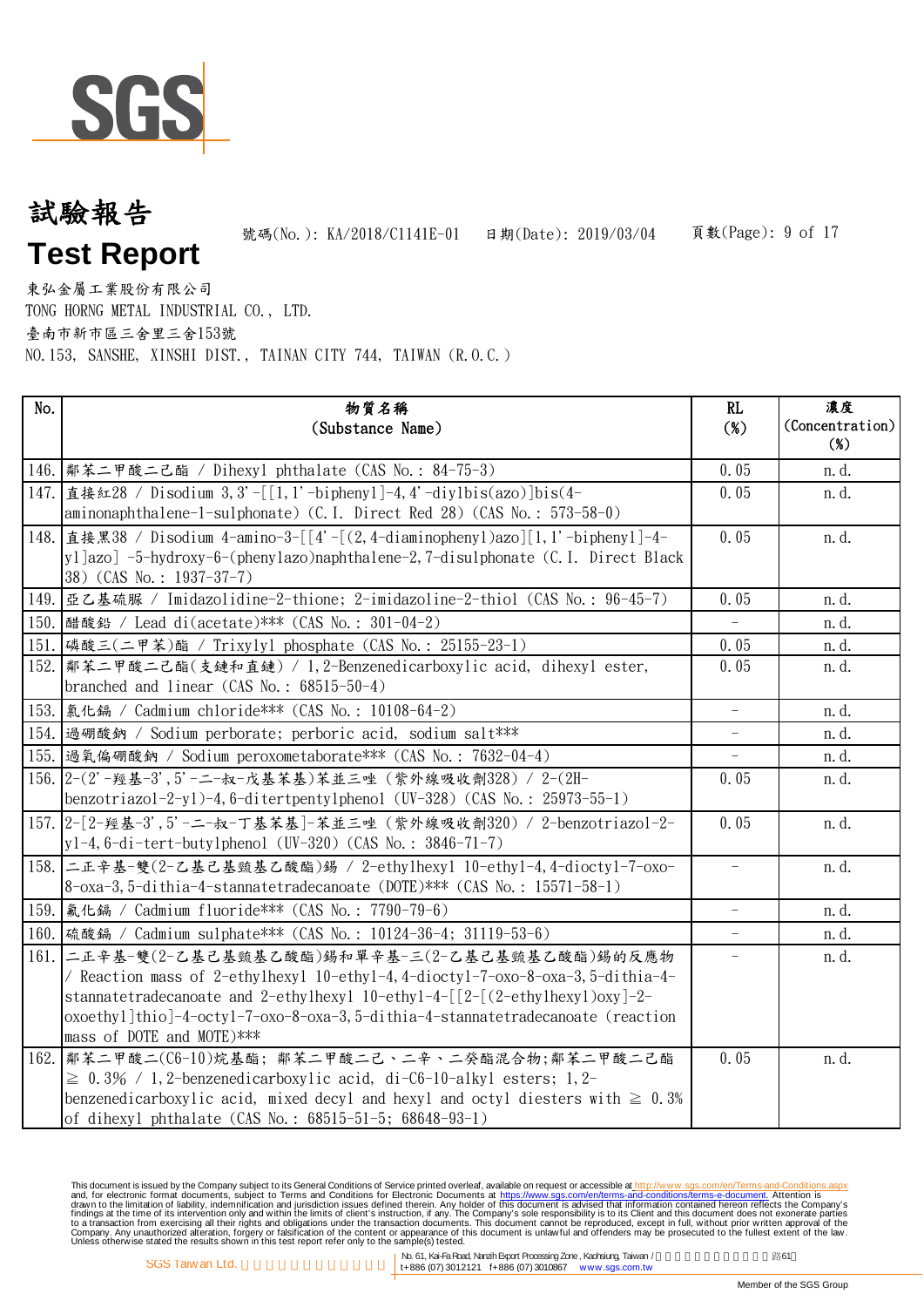# 試驗報告

# Test Report

號碼(No.): KA/2018/C1141E-01　　日期(Date): 2019/03/04

東弘金屬工業股份有限公司
TONG HORNG METAL INDUSTRIAL CO., LTD.
臺南市新市區三舍里三舍153號
NO.153, SANSHE, XINSHI DIST., TAINAN CITY 744, TAIWAN (R.O.C.)

| No. | 物質名稱 (Substance Name) | RL (%) | 濃度 (Concentration) (%) |
|---|---|---|---|
| 146. | 鄰苯二甲酸二己酯 / Dihexyl phthalate (CAS No.: 84-75-3) | 0.05 | n.d. |
| 147. | 直接紅28 / Disodium 3,3'-[[1,1'-biphenyl]-4,4'-diylbis(azo)]bis(4-aminonaphthalene-1-sulphonate) (C.I. Direct Red 28) (CAS No.: 573-58-0) | 0.05 | n.d. |
| 148. | 直接黑38 / Disodium 4-amino-3-[[4'-[(2,4-diaminophenyl)azo][1,1'-biphenyl]-4-yl]azo] -5-hydroxy-6-(phenylazo)naphthalene-2,7-disulphonate (C.I. Direct Black 38) (CAS No.: 1937-37-7) | 0.05 | n.d. |
| 149. | 亞乙基硫脲 / Imidazolidine-2-thione; 2-imidazoline-2-thiol (CAS No.: 96-45-7) | 0.05 | n.d. |
| 150. | 醋酸鉛 / Lead di(acetate)*** (CAS No.: 301-04-2) | - | n.d. |
| 151. | 磷酸三(二甲苯)酯 / Trixylyl phosphate (CAS No.: 25155-23-1) | 0.05 | n.d. |
| 152. | 鄰苯二甲酸二己酯(支鏈和直鏈) / 1,2-Benzenedicarboxylic acid, dihexyl ester, branched and linear (CAS No.: 68515-50-4) | 0.05 | n.d. |
| 153. | 氯化鎘 / Cadmium chloride*** (CAS No.: 10108-64-2) | - | n.d. |
| 154. | 過硼酸鈉 / Sodium perborate; perboric acid, sodium salt*** | - | n.d. |
| 155. | 過氧偏硼酸鈉 / Sodium peroxometaborate*** (CAS No.: 7632-04-4) | - | n.d. |
| 156. | 2-(2'-羥基-3',5'-二-叔-戊基苯基)苯並三唑 (紫外線吸收劑328) / 2-(2H-benzotriazol-2-yl)-4,6-ditertpentylphenol (UV-328) (CAS No.: 25973-55-1) | 0.05 | n.d. |
| 157. | 2-[2-羥基-3',5'-二-叔-丁基苯基]-苯並三唑 (紫外線吸收劑320) / 2-benzotriazol-2-yl-4,6-di-tert-butylphenol (UV-320) (CAS No.: 3846-71-7) | 0.05 | n.d. |
| 158. | 二正辛基-雙(2-乙基己基巰基乙酸酯)錫 / 2-ethylhexyl 10-ethyl-4,4-dioctyl-7-oxo-8-oxa-3,5-dithia-4-stannatetradecanoate (DOTE)*** (CAS No.: 15571-58-1) | - | n.d. |
| 159. | 氟化鎘 / Cadmium fluoride*** (CAS No.: 7790-79-6) | - | n.d. |
| 160. | 硫酸鎘 / Cadmium sulphate*** (CAS No.: 10124-36-4; 31119-53-6) | - | n.d. |
| 161. | 二正辛基-雙(2-乙基己基巰基乙酸酯)錫和單辛基-三(2-乙基己基巰基乙酸酯)錫的反應物 / Reaction mass of 2-ethylhexyl 10-ethyl-4,4-dioctyl-7-oxo-8-oxa-3,5-dithia-4-stannatetradecanoate and 2-ethylhexyl 10-ethyl-4-[[2-[(2-ethylhexyl)oxy]-2-oxoethyl]thio]-4-octyl-7-oxo-8-oxa-3,5-dithia-4-stannatetradecanoate (reaction mass of DOTE and MOTE)*** | - | n.d. |
| 162. | 鄰苯二甲酸二(C6-10)烷基酯; 鄰苯二甲酸二己、二辛、二癸酯混合物;鄰苯二甲酸二己酯 ≧ 0.3% / 1,2-benzenedicarboxylic acid, di-C6-10-alkyl esters; 1,2-benzenedicarboxylic acid, mixed decyl and hexyl and octyl diesters with ≧ 0.3% of dihexyl phthalate (CAS No.: 68515-51-5; 68648-93-1) | 0.05 | n.d. |

This document is issued by the Company subject to its General Conditions of Service printed overleaf, available on request or accessible at http://www.sgs.com/en/Terms-and-Conditions.aspx and, for electronic format documents, subject to Terms and Conditions for Electronic Documents at https://www.sgs.com/en/terms-and-conditions/terms-e-document. Attention is drawn to the limitation of liability, indemnification and jurisdiction issues defined therein. Any holder of this document is advised that information contained hereon reflects the Company's findings at the time of its intervention only and within the limits of client's instruction, if any. The Company's sole responsibility is to its Client and this document does not exonerate parties to a transaction from exercising all their rights and obligations under the transaction documents. This document cannot be reproduced, except in full, without prior written approval of the Company. Any unauthorized alteration, forgery or falsification of the content or appearance of this document is unlawful and offenders may be prosecuted to the fullest extent of the law. Unless otherwise stated the results shown in this test report refer only to the sample(s) tested.

SGS Taiwan Ltd. | No. 61, Kai-Fa Road, Nanzih Export Processing Zone, Kaohsiung, Taiwan | t+886 (07) 3012121 f+886 (07) 3010867 www.sgs.com.tw

Member of the SGS Group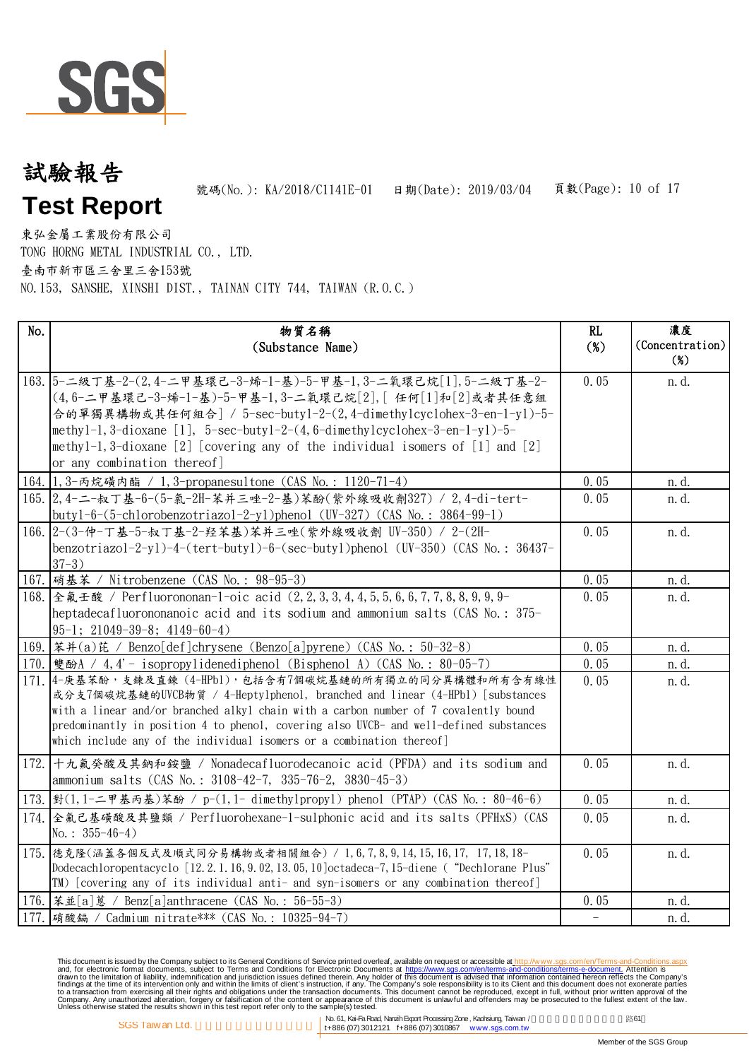# 試驗報告

# Test Report

號碼(No.): KA/2018/C1141E-01　日期(Date): 2019/03/04

東弘金屬工業股份有限公司
TONG HORNG METAL INDUSTRIAL CO., LTD.
臺南市新市區三舍里三舍153號
NO.153, SANSHE, XINSHI DIST., TAINAN CITY 744, TAIWAN (R.O.C.)

| No. | 物質名稱 (Substance Name) | RL (%) | 濃度 (Concentration) (%) |
|---|---|---|---|
| 163. | 5-二級丁基-2-(2,4-二甲基環己-3-烯-1-基)-5-甲基-1,3-二氧環己烷[1],5-二級丁基-2-(4,6-二甲基環己-3-烯-1-基)-5-甲基-1,3-二氧環己烷[2],[ 任何[1]和[2]或者其任意組合的單獨異構物或其任何組合] / 5-sec-butyl-2-(2,4-dimethylcyclohex-3-en-1-yl)-5-methyl-1,3-dioxane [1], 5-sec-butyl-2-(4,6-dimethylcyclohex-3-en-1-yl)-5-methyl-1,3-dioxane [2] [covering any of the individual isomers of [1] and [2] or any combination thereof] | 0.05 | n.d. |
| 164. | 1,3-丙烷磺內酯 / 1,3-propanesultone (CAS No.: 1120-71-4) | 0.05 | n.d. |
| 165. | 2,4-二-叔丁基-6-(5-氯-2H-苯并三唑-2-基)苯酚(紫外線吸收劑327) / 2,4-di-tert-butyl-6-(5-chlorobenzotriazol-2-yl)phenol (UV-327) (CAS No.: 3864-99-1) | 0.05 | n.d. |
| 166. | 2-(3-仲-丁基-5-叔丁基-2-羟苯基)苯并三唑(紫外線吸收劑 UV-350) / 2-(2H-benzotriazol-2-yl)-4-(tert-butyl)-6-(sec-butyl)phenol (UV-350) (CAS No.: 36437-37-3) | 0.05 | n.d. |
| 167. | 硝基苯 / Nitrobenzene (CAS No.: 98-95-3) | 0.05 | n.d. |
| 168. | 全氟壬酸 / Perfluorononan-1-oic acid (2,2,3,3,4,4,5,5,6,6,7,7,8,8,9,9,9-heptadecafluorononanoic acid and its sodium and ammonium salts (CAS No.: 375-95-1; 21049-39-8; 4149-60-4) | 0.05 | n.d. |
| 169. | 苯并(a)芘 / Benzo[def]chrysene (Benzo[a]pyrene) (CAS No.: 50-32-8) | 0.05 | n.d. |
| 170. | 雙酚A / 4,4'- isopropylidenediphenol (Bisphenol A) (CAS No.: 80-05-7) | 0.05 | n.d. |
| 171. | 4-庚基苯酚，支鍊及直鍊 (4-HPbl)，包括含有7個碳烷基鏈的所有獨立的同分異構體和所有含有線性或分支7個碳烷基鏈的UVCB物質 / 4-Heptylphenol, branched and linear (4-HPbl) [substances with a linear and/or branched alkyl chain with a carbon number of 7 covalently bound predominantly in position 4 to phenol, covering also UVCB- and well-defined substances which include any of the individual isomers or a combination thereof] | 0.05 | n.d. |
| 172. | 十九氟癸酸及其鈉和銨鹽 / Nonadecafluorodecanoic acid (PFDA) and its sodium and ammonium salts (CAS No.: 3108-42-7, 335-76-2, 3830-45-3) | 0.05 | n.d. |
| 173. | 對(1,1-二甲基丙基)苯酚 / p-(1,1- dimethylpropyl) phenol (PTAP) (CAS No.: 80-46-6) | 0.05 | n.d. |
| 174. | 全氟己基磺酸及其鹽類 / Perfluorohexane-1-sulphonic acid and its salts (PFHxS) (CAS No.: 355-46-4) | 0.05 | n.d. |
| 175. | 德克隆(涵蓋各個反式及順式同分易構物或者相關組合) / 1,6,7,8,9,14,15,16,17, 17,18,18-Dodecachloropentacyclo [12.2.1.16,9.02,13.05,10]octadeca-7,15-diene ("Dechlorane Plus" TM) [covering any of its individual anti- and syn-isomers or any combination thereof] | 0.05 | n.d. |
| 176. | 苯並[a]蒽 / Benz[a]anthracene (CAS No.: 56-55-3) | 0.05 | n.d. |
| 177. | 硝酸鎘 / Cadmium nitrate*** (CAS No.: 10325-94-7) | - | n.d. |

This document is issued by the Company subject to its General Conditions of Service printed overleaf, available on request or accessible at http://www.sgs.com/en/Terms-and-Conditions.aspx and, for electronic format documents, subject to Terms and Conditions for Electronic Documents at https://www.sgs.com/en/terms-and-conditions/terms-e-document. Attention is drawn to the limitation of liability, indemnification and jurisdiction issues defined therein. Any holder of this document is advised that information contained hereon reflects the Company's findings at the time of its intervention only and within the limits of client's instruction, if any. The Company's sole responsibility is to its Client and this document does not exonerate parties to a transaction from exercising all their rights and obligations under the transaction documents. This document cannot be reproduced, except in full, without prior written approval of the Company. Any unauthorized alteration, forgery or falsification of the content or appearance of this document is unlawful and offenders may be prosecuted to the fullest extent of the law. Unless otherwise stated the results shown in this test report refer only to the sample(s) tested.

SGS Taiwan Ltd. | No. 61, Kai-Fa Road, Nanzih Export Processing Zone, Kaohsiung, Taiwan | t+886 (07) 3012121 f+886 (07) 3010867 www.sgs.com.tw

Member of the SGS Group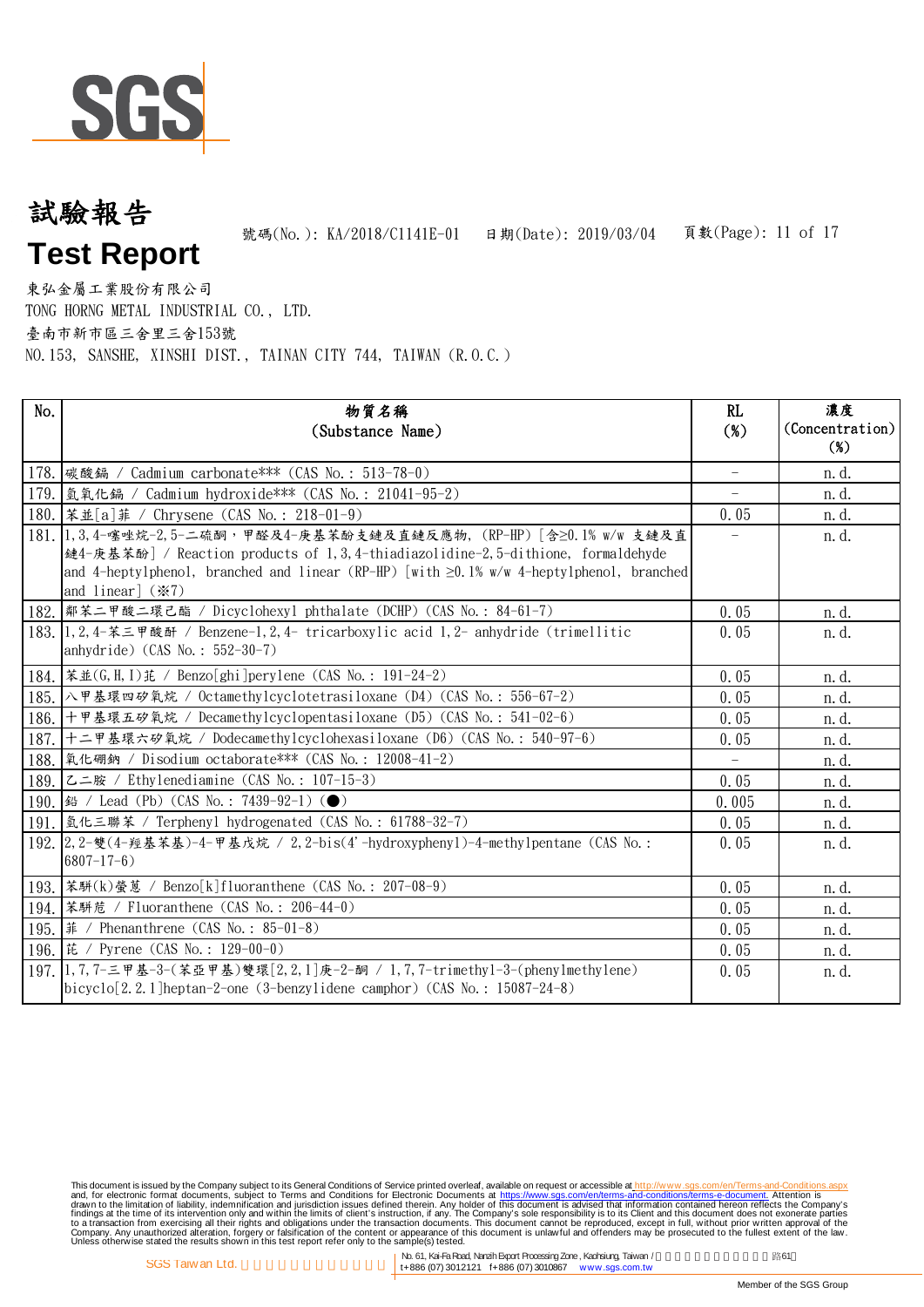# 試驗報告

# Test Report

號碼(No.): KA/2018/C1141E-01　日期(Date): 2019/03/04

東弘金屬工業股份有限公司
TONG HORNG METAL INDUSTRIAL CO., LTD.
臺南市新市區三舍里三舍153號
NO.153, SANSHE, XINSHI DIST., TAINAN CITY 744, TAIWAN (R.O.C.)

| No. | 物質名稱 (Substance Name) | RL (%) | 濃度 (Concentration) (%) |
|---|---|---|---|
| 178. | 碳酸鎘 / Cadmium carbonate*** (CAS No.: 513-78-0) | - | n.d. |
| 179. | 氫氧化鎘 / Cadmium hydroxide*** (CAS No.: 21041-95-2) | - | n.d. |
| 180. | 苯並[a]菲 / Chrysene (CAS No.: 218-01-9) | 0.05 | n.d. |
| 181. | 1,3,4-噻唑烷-2,5-二硫酮，甲醛及4-庚基苯酚支鏈及直鏈反應物, (RP-HP) [含≥0.1% w/w 支鏈及直鏈4-庚基苯酚] / Reaction products of 1,3,4-thiadiazolidine-2,5-dithione, formaldehyde and 4-heptylphenol, branched and linear (RP-HP) [with ≥0.1% w/w 4-heptylphenol, branched and linear] (※7) | - | n.d. |
| 182. | 鄰苯二甲酸二環己酯 / Dicyclohexyl phthalate (DCHP) (CAS No.: 84-61-7) | 0.05 | n.d. |
| 183. | 1,2,4-苯三甲酸酐 / Benzene-1,2,4- tricarboxylic acid 1,2- anhydride (trimellitic anhydride) (CAS No.: 552-30-7) | 0.05 | n.d. |
| 184. | 苯並(G,H,I)苝 / Benzo[ghi]perylene (CAS No.: 191-24-2) | 0.05 | n.d. |
| 185. | 八甲基環四矽氧烷 / Octamethylcyclotetrasiloxane (D4) (CAS No.: 556-67-2) | 0.05 | n.d. |
| 186. | 十甲基環五矽氧烷 / Decamethylcyclopentasiloxane (D5) (CAS No.: 541-02-6) | 0.05 | n.d. |
| 187. | 十二甲基環六矽氧烷 / Dodecamethylcyclohexasiloxane (D6) (CAS No.: 540-97-6) | 0.05 | n.d. |
| 188. | 氧化硼鈉 / Disodium octaborate*** (CAS No.: 12008-41-2) | - | n.d. |
| 189. | 乙二胺 / Ethylenediamine (CAS No.: 107-15-3) | 0.05 | n.d. |
| 190. | 鉛 / Lead (Pb) (CAS No.: 7439-92-1) (●) | 0.005 | n.d. |
| 191. | 氫化三聯苯 / Terphenyl hydrogenated (CAS No.: 61788-32-7) | 0.05 | n.d. |
| 192. | 2,2-雙(4-羥基苯基)-4-甲基戊烷 / 2,2-bis(4'-hydroxyphenyl)-4-methylpentane (CAS No.: 6807-17-6) | 0.05 | n.d. |
| 193. | 苯駢(k)螢蒽 / Benzo[k]fluoranthene (CAS No.: 207-08-9) | 0.05 | n.d. |
| 194. | 苯駢芘 / Fluoranthene (CAS No.: 206-44-0) | 0.05 | n.d. |
| 195. | 菲 / Phenanthrene (CAS No.: 85-01-8) | 0.05 | n.d. |
| 196. | 芘 / Pyrene (CAS No.: 129-00-0) | 0.05 | n.d. |
| 197. | 1,7,7-三甲基-3-(苯亞甲基)雙環[2,2,1]庚-2-酮 / 1,7,7-trimethyl-3-(phenylmethylene) bicyclo[2.2.1]heptan-2-one (3-benzylidene camphor) (CAS No.: 15087-24-8) | 0.05 | n.d. |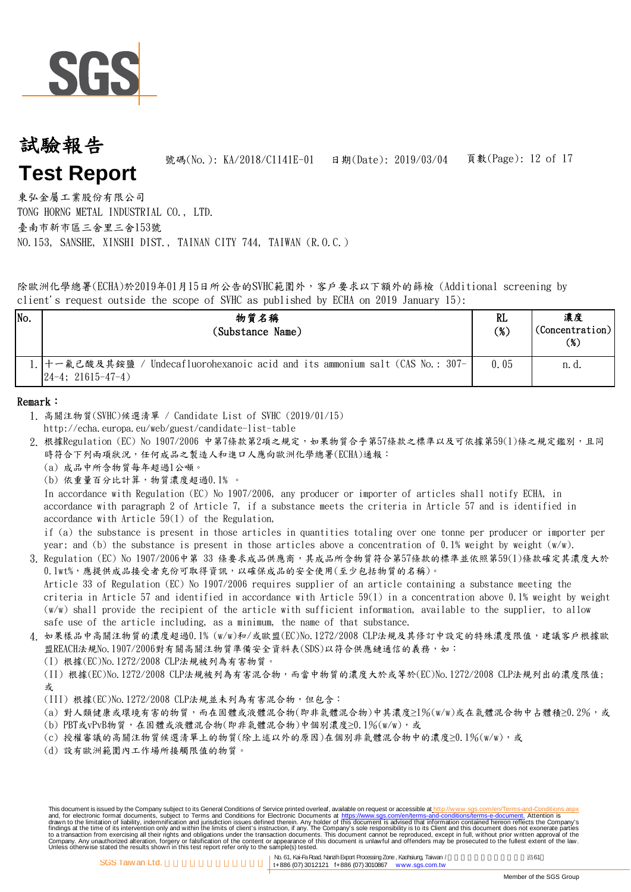# 試驗報告
# Test Report

號碼(No.): KA/2018/C1141E-01　日期(Date): 2019/03/04

東弘金屬工業股份有限公司
TONG HORNG METAL INDUSTRIAL CO., LTD.
臺南市新市區三舍里三舍153號
NO.153, SANSHE, XINSHI DIST., TAINAN CITY 744, TAIWAN (R.O.C.)

除歐洲化學總署(ECHA)於2019年01月15日所公告的SVHC範圍外，客戶要求以下額外的篩檢 (Additional screening by client's request outside the scope of SVHC as published by ECHA on 2019 January 15):

| No. | 物質名稱 (Substance Name) | RL (%) | 濃度 (Concentration) (%) |
| --- | --- | --- | --- |
| 1. | 十一氟己酸及其銨鹽 / Undecafluorohexanoic acid and its ammonium salt (CAS No.: 307-24-4; 21615-47-4) | 0.05 | n.d. |

**Remark：**

1. 高關注物質(SVHC)候選清單 / Candidate List of SVHC (2019/01/15)
   http://echa.europa.eu/web/guest/candidate-list-table
2. 根據Regulation (EC) No 1907/2006 中第7條款第2項之規定，如果物質合乎第57條款之標準以及可依據第59(1)條之規定鑑別，且同時符合下列兩項狀況，任何成品之製造人和進口人應向歐洲化學總署(ECHA)通報：
   (a) 成品中所含物質每年超過1公噸。
   (b) 依重量百分比計算，物質濃度超過0.1% 。
   In accordance with Regulation (EC) No 1907/2006, any producer or importer of articles shall notify ECHA, in accordance with paragraph 2 of Article 7, if a substance meets the criteria in Article 57 and is identified in accordance with Article 59(1) of the Regulation,
   if (a) the substance is present in those articles in quantities totaling over one tonne per producer or importer per year; and (b) the substance is present in those articles above a concentration of 0.1% weight by weight (w/w).
3. Regulation (EC) No 1907/2006中第 33 條要求成品供應商，其成品所含物質符合第57條款的標準並依照第59(1)條款確定其濃度大於0.1wt%，應提供成品接受者充份可取得資訊，以確保成品的安全使用(至少包括物質的名稱)。
   Article 33 of Regulation (EC) No 1907/2006 requires supplier of an article containing a substance meeting the criteria in Article 57 and identified in accordance with Article 59(1) in a concentration above 0.1% weight by weight (w/w) shall provide the recipient of the article with sufficient information, available to the supplier, to allow safe use of the article including, as a minimum, the name of that substance.
4. 如果樣品中高關注物質的濃度超過0.1% (w/w)和/或歐盟(EC)No.1272/2008 CLP法規及其修訂中設定的特殊濃度限值，建議客戶根據歐盟REACH法規No.1907/2006對有關高關注物質準備安全資料表(SDS)以符合供應鏈通信的義務，如：
   (I) 根據(EC)No.1272/2008 CLP法規被列為有害物質。
   (II) 根據(EC)No.1272/2008 CLP法規被列為有害混合物，而當中物質的濃度大於或等於(EC)No.1272/2008 CLP法規列出的濃度限值;或
   (III) 根據(EC)No.1272/2008 CLP法規並未列為有害混合物，但包含：
   (a) 對人類健康或環境有害的物質，而在固體或液體混合物(即非氣體混合物)中其濃度≥1%(w/w)或在氣體混合物中占體積≥0.2%，或
   (b) PBT或vPvB物質，在固體或液體混合物(即非氣體混合物)中個別濃度≥0.1%(w/w)，或
   (c) 授權審議的高關注物質候選清單上的物質(除上述以外的原因)在個別非氣體混合物中的濃度≥0.1%(w/w)，或
   (d) 設有歐洲範圍內工作場所接觸限值的物質。

This document is issued by the Company subject to its General Conditions of Service printed overleaf, available on request or accessible at http://www.sgs.com/en/Terms-and-Conditions.aspx and, for electronic format documents, subject to Terms and Conditions for Electronic Documents at https://www.sgs.com/en/terms-and-conditions/terms-e-document. Attention is drawn to the limitation of liability, indemnification and jurisdiction issues defined therein. Any holder of this document is advised that information contained hereon reflects the Company's findings at the time of its intervention only and within the limits of client's instruction, if any. The Company's sole responsibility is to its Client and this document does not exonerate parties to a transaction from exercising all their rights and obligations under the transaction documents. This document cannot be reproduced, except in full, without prior written approval of the Company. Any unauthorized alteration, forgery or falsification of the content or appearance of this document is unlawful and offenders may be prosecuted to the fullest extent of the law. Unless otherwise stated the results shown in this test report refer only to the sample(s) tested.

SGS Taiwan Ltd. | No. 61, Kai-Fa Road, Nanzih Export Processing Zone, Kaohsiung, Taiwan | t+886 (07) 3012121 f+886 (07) 3010867 www.sgs.com.tw

Member of the SGS Group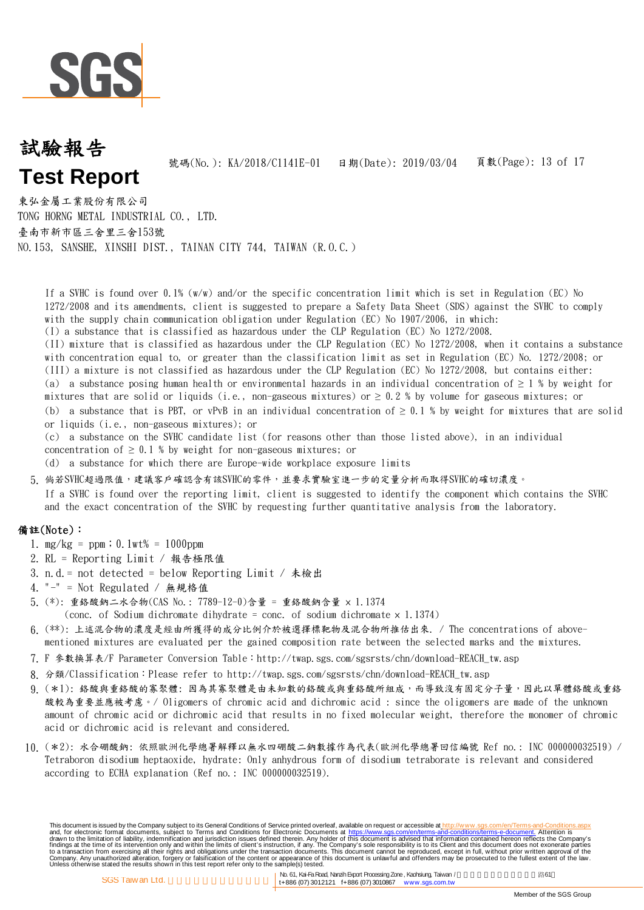# 試驗報告
# Test Report

號碼(No.): KA/2018/C1141E-01　日期(Date): 2019/03/04　頁數(Page): 13 of 17

東弘金屬工業股份有限公司
TONG HORNG METAL INDUSTRIAL CO., LTD.
臺南市新市區三舍里三舍153號
NO.153, SANSHE, XINSHI DIST., TAINAN CITY 744, TAIWAN (R.O.C.)

If a SVHC is found over 0.1% (w/w) and/or the specific concentration limit which is set in Regulation (EC) No 1272/2008 and its amendments, client is suggested to prepare a Safety Data Sheet (SDS) against the SVHC to comply with the supply chain communication obligation under Regulation (EC) No 1907/2006, in which:
(I) a substance that is classified as hazardous under the CLP Regulation (EC) No 1272/2008.
(II) mixture that is classified as hazardous under the CLP Regulation (EC) No 1272/2008, when it contains a substance with concentration equal to, or greater than the classification limit as set in Regulation (EC) No. 1272/2008; or
(III) a mixture is not classified as hazardous under the CLP Regulation (EC) No 1272/2008, but contains either:
(a) a substance posing human health or environmental hazards in an individual concentration of ≥ 1 % by weight for mixtures that are solid or liquids (i.e., non-gaseous mixtures) or ≥ 0.2 % by volume for gaseous mixtures; or
(b) a substance that is PBT, or vPvB in an individual concentration of ≥ 0.1 % by weight for mixtures that are solid or liquids (i.e., non-gaseous mixtures); or
(c) a substance on the SVHC candidate list (for reasons other than those listed above), in an individual concentration of ≥ 0.1 % by weight for non-gaseous mixtures; or
(d) a substance for which there are Europe-wide workplace exposure limits

5. 倘若SVHC超過限值，建議客戶確認含有該SVHC的零件，並要求實驗室進一步的定量分析而取得SVHC的確切濃度。
If a SVHC is found over the reporting limit, client is suggested to identify the component which contains the SVHC and the exact concentration of the SVHC by requesting further quantitative analysis from the laboratory.

**備註(Note)：**

1. mg/kg = ppm；0.1wt% = 1000ppm
2. RL = Reporting Limit / 報告極限值
3. n.d. = not detected = below Reporting Limit / 未檢出
4. "-" = Not Regulated / 無規格值
5. (*): 重鉻酸鈉二水合物(CAS No.: 7789-12-0)含量 = 重鉻酸鈉含量 × 1.1374
   (conc. of Sodium dichromate dihydrate = conc. of sodium dichromate × 1.1374)
6. (**): 上述混合物的濃度是經由所獲得的成分比例介於被選擇標靶物及混合物所推估出來. / The concentrations of above-mentioned mixtures are evaluated per the gained composition rate between the selected marks and the mixtures.
7. F 參數換算表/F Parameter Conversion Table：http://twap.sgs.com/sgsrsts/chn/download-REACH_tw.asp
8. 分類/Classification：Please refer to http://twap.sgs.com/sgsrsts/chn/download-REACH_tw.asp
9. (*1): 鉻酸與重鉻酸的寡聚體: 因為其寡聚體是由未知數的鉻酸或與重鉻酸所組成，而導致沒有固定分子量，因此以單體鉻酸或重鉻酸較為重要並應被考慮。/ Oligomers of chromic acid and dichromic acid : since the oligomers are made of the unknown amount of chromic acid or dichromic acid that results in no fixed molecular weight, therefore the monomer of chromic acid or dichromic acid is relevant and considered.
10. (*2): 水合硼酸鈉: 依照歐洲化學總署解釋以無水四硼酸二鈉數據作為代表(歐洲化學總署回信編號 Ref no.: INC 000000032519) / Tetraboron disodium heptaoxide, hydrate: Only anhydrous form of disodium tetraborate is relevant and considered according to ECHA explanation (Ref no.: INC 000000032519).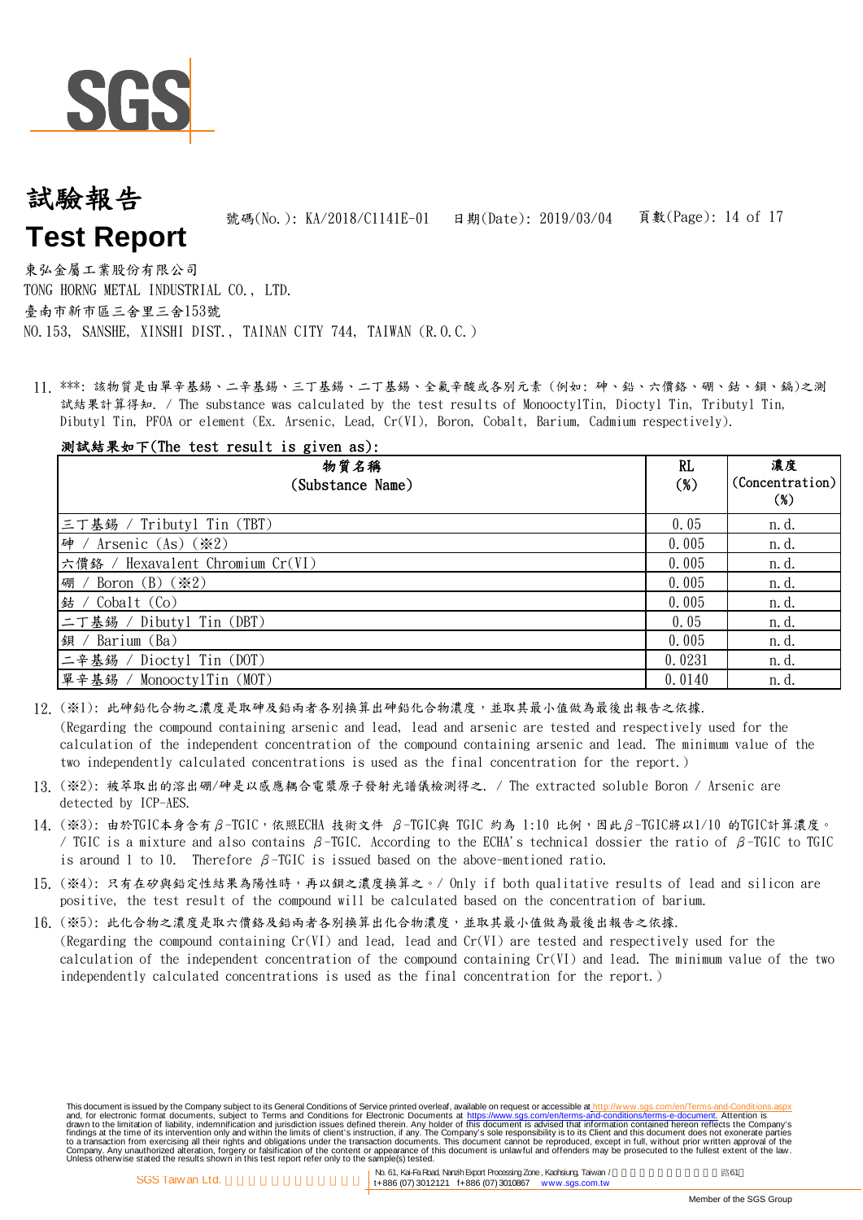# 試驗報告

# Test Report

號碼(No.): KA/2018/C1141E-01　日期(Date): 2019/03/04

東弘金屬工業股份有限公司
TONG HORNG METAL INDUSTRIAL CO., LTD.
臺南市新市區三舍里三舍153號
NO.153, SANSHE, XINSHI DIST., TAINAN CITY 744, TAIWAN (R.O.C.)

11. ***: 該物質是由單辛基錫、二辛基錫、三丁基錫、二丁基錫、全氟辛酸或各別元素 (例如: 砷、鉛、六價鉻、硼、鈷、鋇、鎘)之測試結果計算得知. / The substance was calculated by the test results of MonooctylTin, Dioctyl Tin, Tributyl Tin, Dibutyl Tin, PFOA or element (Ex. Arsenic, Lead, Cr(VI), Boron, Cobalt, Barium, Cadmium respectively).

**測試結果如下(The test result is given as):**

| 物質名稱 (Substance Name) | RL (%) | 濃度 (Concentration) (%) |
|---|---|---|
| 三丁基錫 / Tributyl Tin (TBT) | 0.05 | n.d. |
| 砷 / Arsenic (As) (※2) | 0.005 | n.d. |
| 六價鉻 / Hexavalent Chromium Cr(VI) | 0.005 | n.d. |
| 硼 / Boron (B) (※2) | 0.005 | n.d. |
| 鈷 / Cobalt (Co) | 0.005 | n.d. |
| 二丁基錫 / Dibutyl Tin (DBT) | 0.05 | n.d. |
| 鋇 / Barium (Ba) | 0.005 | n.d. |
| 二辛基錫 / Dioctyl Tin (DOT) | 0.0231 | n.d. |
| 單辛基錫 / MonooctylTin (MOT) | 0.0140 | n.d. |

12. (※1): 此砷鉛化合物之濃度是取砷及鉛兩者各別換算出砷鉛化合物濃度，並取其最小值做為最後出報告之依據.
(Regarding the compound containing arsenic and lead, lead and arsenic are tested and respectively used for the calculation of the independent concentration of the compound containing arsenic and lead. The minimum value of the two independently calculated concentrations is used as the final concentration for the report.)

13. (※2): 被萃取出的溶出硼/砷是以感應耦合電漿原子發射光譜儀檢測得之. / The extracted soluble Boron / Arsenic are detected by ICP-AES.

14. (※3): 由於TGIC本身含有β-TGIC，依照ECHA 技術文件 β-TGIC與 TGIC 約為 1:10 比例，因此β-TGIC將以1/10 的TGIC計算濃度。/ TGIC is a mixture and also contains β-TGIC. According to the ECHA's technical dossier the ratio of β-TGIC to TGIC is around 1 to 10. Therefore β-TGIC is issued based on the above-mentioned ratio.

15. (※4): 只有在矽與鉛定性結果為陽性時，再以鋇之濃度換算之。/ Only if both qualitative results of lead and silicon are positive, the test result of the compound will be calculated based on the concentration of barium.

16. (※5): 此化合物之濃度是取六價鉻及鉛兩者各別換算出化合物濃度，並取其最小值做為最後出報告之依據.
(Regarding the compound containing Cr(VI) and lead, lead and Cr(VI) are tested and respectively used for the calculation of the independent concentration of the compound containing Cr(VI) and lead. The minimum value of the two independently calculated concentrations is used as the final concentration for the report.)

This document is issued by the Company subject to its General Conditions of Service printed overleaf, available on request or accessible at http://www.sgs.com/en/Terms-and-Conditions.aspx and, for electronic format documents, subject to Terms and Conditions for Electronic Documents at https://www.sgs.com/en/terms-and-conditions/terms-e-document. Attention is drawn to the limitation of liability, indemnification and jurisdiction issues defined therein. Any holder of this document is advised that information contained hereon reflects the Company's findings at the time of its intervention only and within the limits of client's instruction, if any. The Company's sole responsibility is to its Client and this document does not exonerate parties to a transaction from exercising all their rights and obligations under the transaction documents. This document cannot be reproduced, except in full, without prior written approval of the Company. Any unauthorized alteration, forgery or falsification of the content or appearance of this document is unlawful and offenders may be prosecuted to the fullest extent of the law. Unless otherwise stated the results shown in this test report refer only to the sample(s) tested.

SGS Taiwan Ltd. | No. 61, Kai-Fa Road, Nanzih Export Processing Zone, Kaohsiung, Taiwan | t+886 (07) 3012121 f+886 (07) 3010867 www.sgs.com.tw

Member of the SGS Group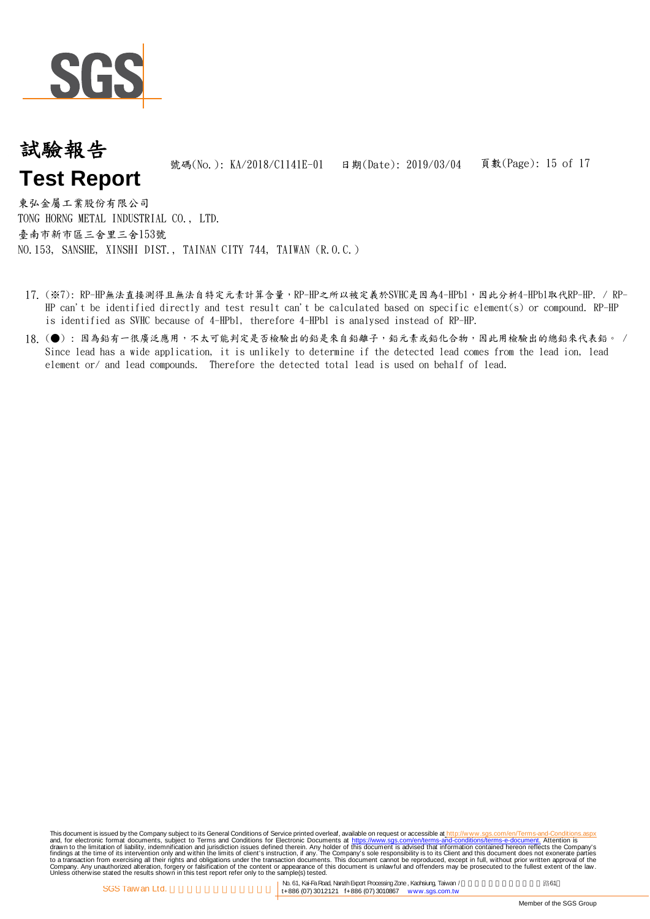# 試驗報告

# Test Report

號碼(No.): KA/2018/C1141E-01　日期(Date): 2019/03/04

東弘金屬工業股份有限公司
TONG HORNG METAL INDUSTRIAL CO., LTD.
臺南市新市區三舍里三舍153號
NO.153, SANSHE, XINSHI DIST., TAINAN CITY 744, TAIWAN (R.O.C.)

17. (※7): RP-HP無法直接測得且無法自特定元素計算含量，RP-HP之所以被定義於SVHC是因為4-HPbl，因此分析4-HPbl取代RP-HP. / RP-HP can't be identified directly and test result can't be calculated based on specific element(s) or compound. RP-HP is identified as SVHC because of 4-HPbl, therefore 4-HPbl is analysed instead of RP-HP.
18. (●): 因為鉛有一很廣泛應用，不太可能判定是否檢驗出的鉛是來自鉛離子，鉛元素或鉛化合物，因此用檢驗出的總鉛來代表鉛。 / Since lead has a wide application, it is unlikely to determine if the detected lead comes from the lead ion, lead element or/ and lead compounds. Therefore the detected total lead is used on behalf of lead.

This document is issued by the Company subject to its General Conditions of Service printed overleaf, available on request or accessible at http://www.sgs.com/en/Terms-and-Conditions.aspx and, for electronic format documents, subject to Terms and Conditions for Electronic Documents at https://www.sgs.com/en/terms-and-conditions/terms-e-document. Attention is drawn to the limitation of liability, indemnification and jurisdiction issues defined therein. Any holder of this document is advised that information contained hereon reflects the Company's findings at the time of its intervention only and within the limits of client's instruction, if any. The Company's sole responsibility is to its Client and this document does not exonerate parties to a transaction from exercising all their rights and obligations under the transaction documents. This document cannot be reproduced, except in full, without prior written approval of the Company. Any unauthorized alteration, forgery or falsification of the content or appearance of this document is unlawful and offenders may be prosecuted to the fullest extent of the law. Unless otherwise stated the results shown in this test report refer only to the sample(s) tested.

SGS Taiwan Ltd. | No. 61, Kai-Fa Road, Nanzih Export Processing Zone, Kaohsiung, Taiwan / 路61號 | t+886 (07) 3012121 f+886 (07) 3010867 www.sgs.com.tw

Member of the SGS Group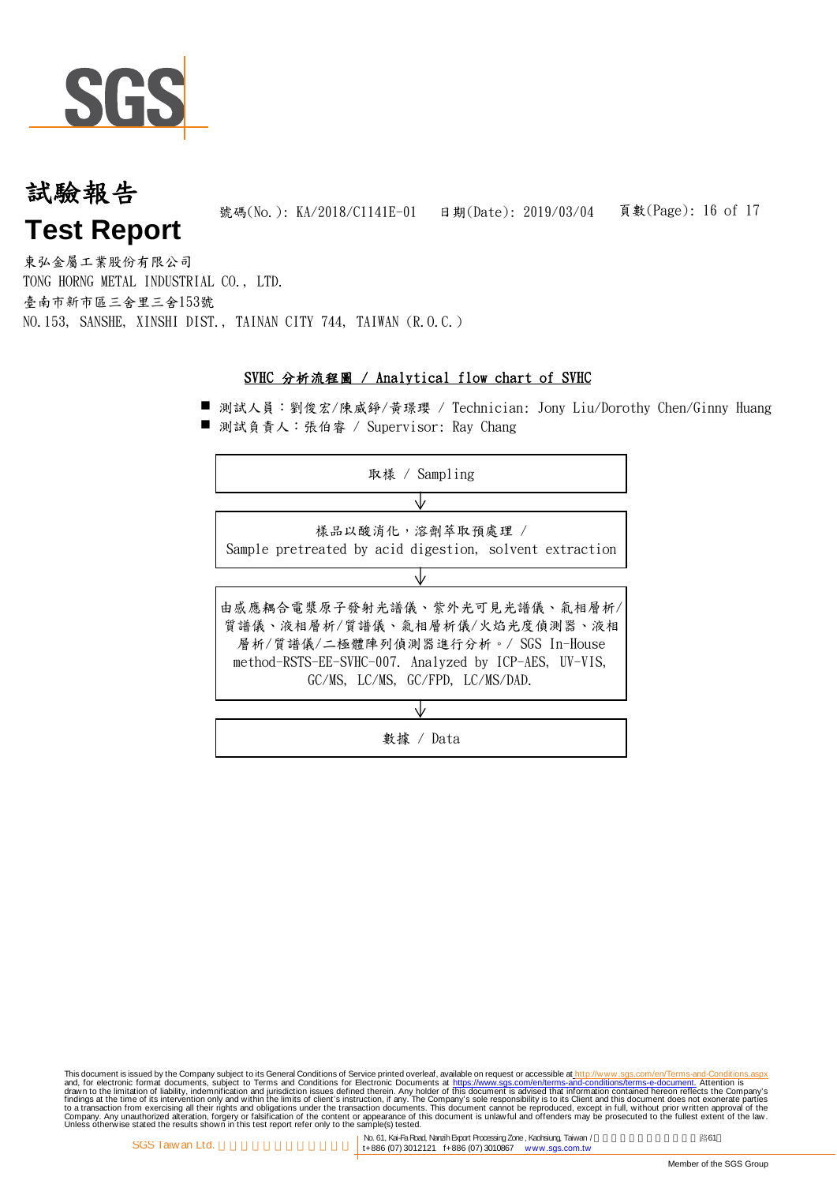# 試驗報告
# Test Report

號碼(No.): KA/2018/C1141E-01　日期(Date): 2019/03/04

東弘金屬工業股份有限公司
TONG HORNG METAL INDUSTRIAL CO., LTD.
臺南市新市區三舍里三舍153號
NO.153, SANSHE, XINSHI DIST., TAINAN CITY 744, TAIWAN (R.O.C.)

## SVHC 分析流程圖 / Analytical flow chart of SVHC

- 測試人員：劉俊宏/陳威錚/黃璟瓔 / Technician: Jony Liu/Dorothy Chen/Ginny Huang
- 測試負責人：張伯睿 / Supervisor: Ray Chang

取樣 / Sampling

↓

樣品以酸消化，溶劑萃取預處理 /
Sample pretreated by acid digestion, solvent extraction

↓

由感應耦合電漿原子發射光譜儀、紫外光可見光譜儀、氣相層析/質譜儀、液相層析/質譜儀、氣相層析儀/火焰光度偵測器、液相層析/質譜儀/二極體陣列偵測器進行分析。/ SGS In-House method-RSTS-EE-SVHC-007. Analyzed by ICP-AES, UV-VIS, GC/MS, LC/MS, GC/FPD, LC/MS/DAD.

↓

數據 / Data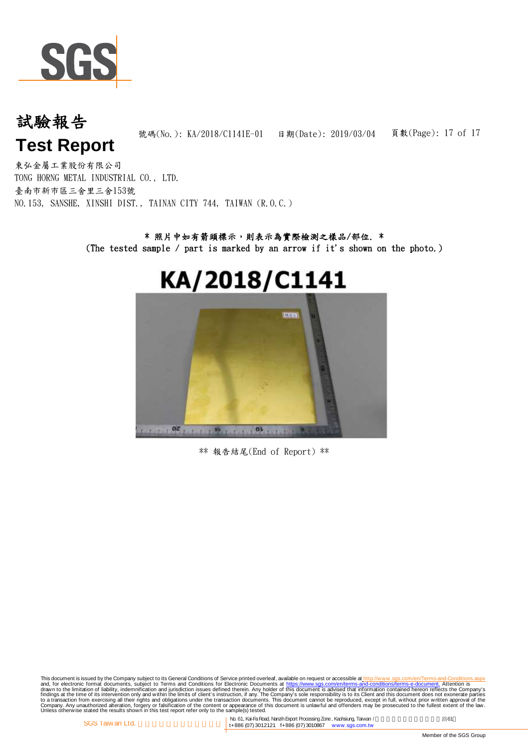# 試驗報告

# Test Report

號碼(No.): KA/2018/C1141E-01　日期(Date): 2019/03/04

東弘金屬工業股份有限公司
TONG HORNG METAL INDUSTRIAL CO., LTD.
臺南市新市區三舍里三舍153號
NO.153, SANSHE, XINSHI DIST., TAINAN CITY 744, TAIWAN (R.O.C.)

**\* 照片中如有箭頭標示，則表示為實際檢測之樣品/部位. \***
(The tested sample / part is marked by an arrow if it's shown on the photo.)

KA/2018/C1141

** 報告結尾(End of Report) **

This document is issued by the Company subject to its General Conditions of Service printed overleaf, available on request or accessible at http://www.sgs.com/en/Terms-and-Conditions.aspx and, for electronic format documents, subject to Terms and Conditions for Electronic Documents at https://www.sgs.com/en/terms-and-conditions/terms-e-document. Attention is drawn to the limitation of liability, indemnification and jurisdiction issues defined therein. Any holder of this document is advised that information contained hereon reflects the Company's findings at the time of its intervention only and within the limits of client's instruction, if any. The Company's sole responsibility is to its Client and this document does not exonerate parties to a transaction from exercising all their rights and obligations under the transaction documents. This document cannot be reproduced, except in full, without prior written approval of the Company. Any unauthorized alteration, forgery or falsification of the content or appearance of this document is unlawful and offenders may be prosecuted to the fullest extent of the law. Unless otherwise stated the results shown in this test report refer only to the sample(s) tested.

SGS Taiwan Ltd. | No. 61, Kai-Fa Road, Nanzih Export Processing Zone, Kaohsiung, Taiwan / 路61號
t+886 (07) 3012121 f+886 (07) 3010867 www.sgs.com.tw

Member of the SGS Group